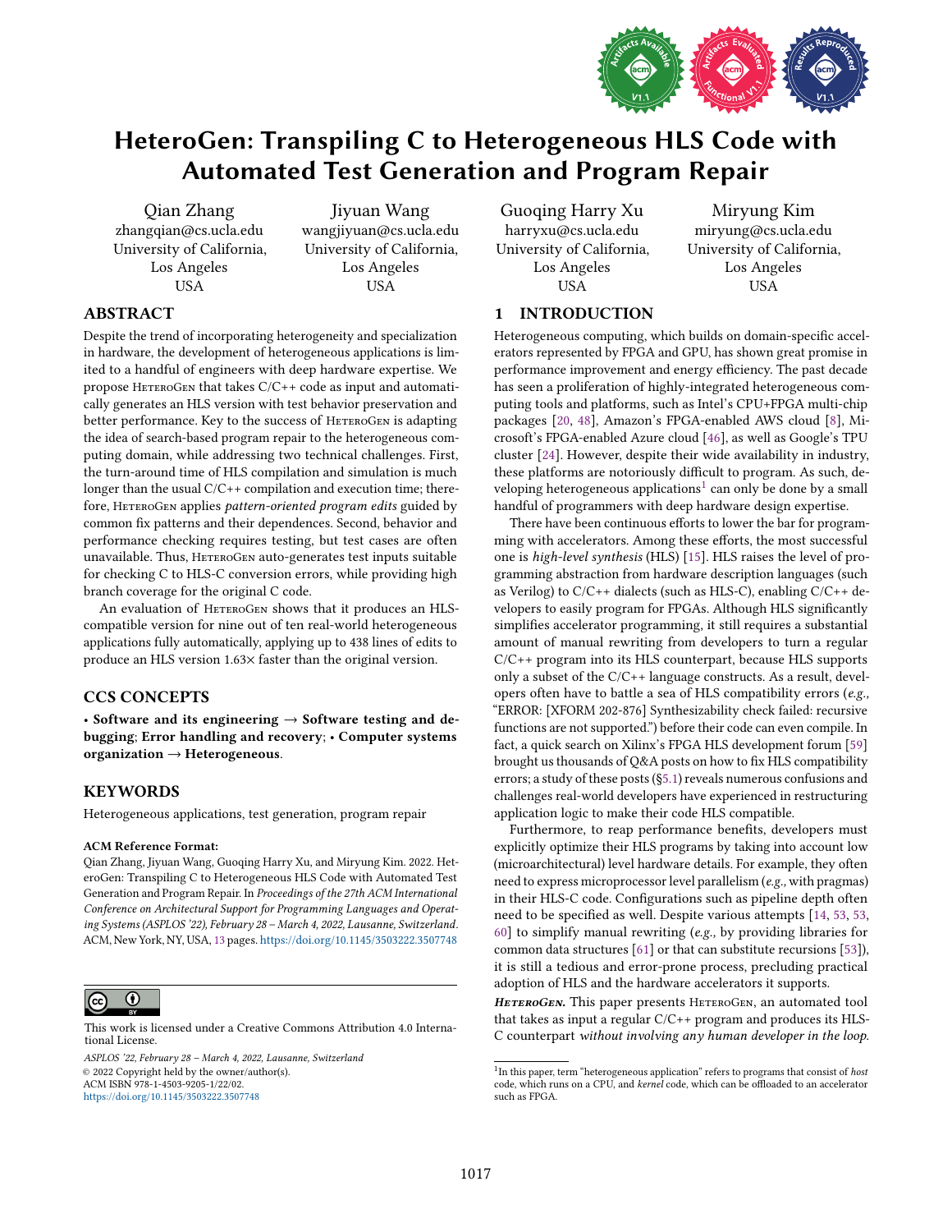# HeteroGen: Transpiling C to Heterogeneous HLS Code with Automated Test Generation and Program Repair

Qian Zhang
zhangqian@cs.ucla.edu
University of California, Los Angeles
USA

Jiyuan Wang
wangjiyuan@cs.ucla.edu
University of California, Los Angeles
USA

Guoqing Harry Xu
harryxu@cs.ucla.edu
University of California, Los Angeles
USA

Miryung Kim
miryung@cs.ucla.edu
University of California, Los Angeles
USA

## ABSTRACT

Despite the trend of incorporating heterogeneity and specialization in hardware, the development of heterogeneous applications is limited to a handful of engineers with deep hardware expertise. We propose HeteroGen that takes C/C++ code as input and automatically generates an HLS version with test behavior preservation and better performance. Key to the success of HeteroGen is adapting the idea of search-based program repair to the heterogeneous computing domain, while addressing two technical challenges. First, the turn-around time of HLS compilation and simulation is much longer than the usual C/C++ compilation and execution time; therefore, HeteroGen applies *pattern-oriented program edits* guided by common fix patterns and their dependences. Second, behavior and performance checking requires testing, but test cases are often unavailable. Thus, HeteroGen auto-generates test inputs suitable for checking C to HLS-C conversion errors, while providing high branch coverage for the original C code.

An evaluation of HeteroGen shows that it produces an HLS-compatible version for nine out of ten real-world heterogeneous applications fully automatically, applying up to 438 lines of edits to produce an HLS version 1.63× faster than the original version.

## CCS CONCEPTS

• **Software and its engineering** → **Software testing and debugging**; **Error handling and recovery**; • **Computer systems organization** → **Heterogeneous**.

## KEYWORDS

Heterogeneous applications, test generation, program repair

**ACM Reference Format:**
Qian Zhang, Jiyuan Wang, Guoqing Harry Xu, and Miryung Kim. 2022. HeteroGen: Transpiling C to Heterogeneous HLS Code with Automated Test Generation and Program Repair. In *Proceedings of the 27th ACM International Conference on Architectural Support for Programming Languages and Operating Systems (ASPLOS '22), February 28 – March 4, 2022, Lausanne, Switzerland*. ACM, New York, NY, USA, 13 pages. https://doi.org/10.1145/3503222.3507748

This work is licensed under a Creative Commons Attribution 4.0 International License.

*ASPLOS '22, February 28 – March 4, 2022, Lausanne, Switzerland*
© 2022 Copyright held by the owner/author(s).
ACM ISBN 978-1-4503-9205-1/22/02.
https://doi.org/10.1145/3503222.3507748

## 1 INTRODUCTION

Heterogeneous computing, which builds on domain-specific accelerators represented by FPGA and GPU, has shown great promise in performance improvement and energy efficiency. The past decade has seen a proliferation of highly-integrated heterogeneous computing tools and platforms, such as Intel's CPU+FPGA multi-chip packages [20, 48], Amazon's FPGA-enabled AWS cloud [8], Microsoft's FPGA-enabled Azure cloud [46], as well as Google's TPU cluster [24]. However, despite their wide availability in industry, these platforms are notoriously difficult to program. As such, developing heterogeneous applications[1] can only be done by a small handful of programmers with deep hardware design expertise.

There have been continuous efforts to lower the bar for programming with accelerators. Among these efforts, the most successful one is *high-level synthesis* (HLS) [15]. HLS raises the level of programming abstraction from hardware description languages (such as Verilog) to C/C++ dialects (such as HLS-C), enabling C/C++ developers to easily program for FPGAs. Although HLS significantly simplifies accelerator programming, it still requires a substantial amount of manual rewriting from developers to turn a regular C/C++ program into its HLS counterpart, because HLS supports only a subset of the C/C++ language constructs. As a result, developers often have to battle a sea of HLS compatibility errors (*e.g.,* "ERROR: [XFORM 202-876] Synthesizability check failed: recursive functions are not supported.") before their code can even compile. In fact, a quick search on Xilinx's FPGA HLS development forum [59] brought us thousands of Q&A posts on how to fix HLS compatibility errors; a study of these posts (§5.1) reveals numerous confusions and challenges real-world developers have experienced in restructuring application logic to make their code HLS compatible.

Furthermore, to reap performance benefits, developers must explicitly optimize their HLS programs by taking into account low (microarchitectural) level hardware details. For example, they often need to express microprocessor level parallelism (*e.g.,* with pragmas) in their HLS-C code. Configurations such as pipeline depth often need to be specified as well. Despite various attempts [14, 53, 53, 60] to simplify manual rewriting (*e.g.,* by providing libraries for common data structures [61] or that can substitute recursions [53]), it is still a tedious and error-prone process, precluding practical adoption of HLS and the hardware accelerators it supports.

***HeteroGen.*** This paper presents HeteroGen, an automated tool that takes as input a regular C/C++ program and produces its HLS-C counterpart *without involving any human developer in the loop.*

[1] In this paper, term "heterogeneous application" refers to programs that consist of *host* code, which runs on a CPU, and *kernel* code, which can be offloaded to an accelerator such as FPGA.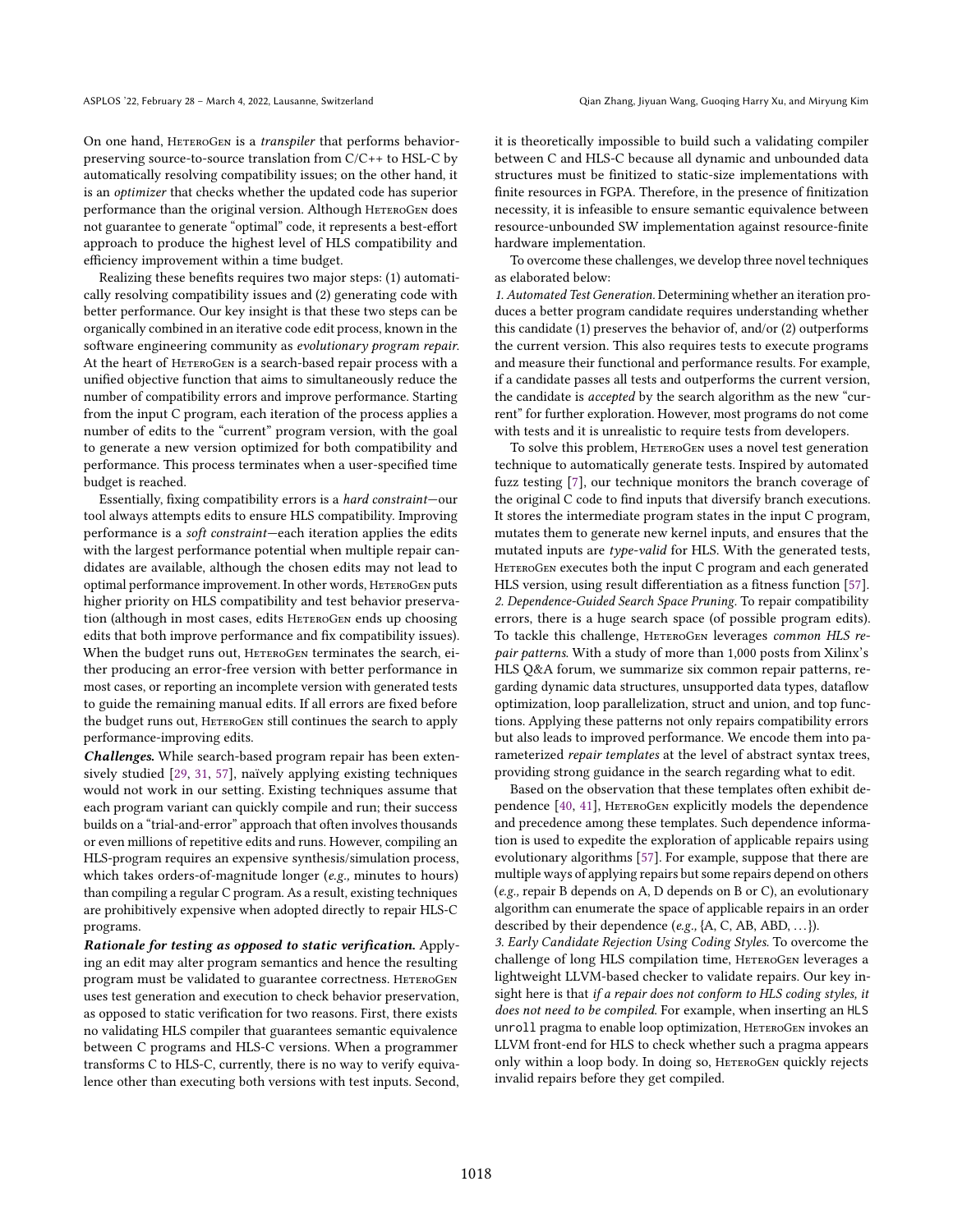On one hand, HeteroGen is a *transpiler* that performs behavior-preserving source-to-source translation from C/C++ to HSL-C by automatically resolving compatibility issues; on the other hand, it is an *optimizer* that checks whether the updated code has superior performance than the original version. Although HeteroGen does not guarantee to generate "optimal" code, it represents a best-effort approach to produce the highest level of HLS compatibility and efficiency improvement within a time budget.

Realizing these benefits requires two major steps: (1) automatically resolving compatibility issues and (2) generating code with better performance. Our key insight is that these two steps can be organically combined in an iterative code edit process, known in the software engineering community as *evolutionary program repair*. At the heart of HeteroGen is a search-based repair process with a unified objective function that aims to simultaneously reduce the number of compatibility errors and improve performance. Starting from the input C program, each iteration of the process applies a number of edits to the "current" program version, with the goal to generate a new version optimized for both compatibility and performance. This process terminates when a user-specified time budget is reached.

Essentially, fixing compatibility errors is a *hard constraint*—our tool always attempts edits to ensure HLS compatibility. Improving performance is a *soft constraint*—each iteration applies the edits with the largest performance potential when multiple repair candidates are available, although the chosen edits may not lead to optimal performance improvement. In other words, HeteroGen puts higher priority on HLS compatibility and test behavior preservation (although in most cases, edits HeteroGen ends up choosing edits that both improve performance and fix compatibility issues). When the budget runs out, HeteroGen terminates the search, either producing an error-free version with better performance in most cases, or reporting an incomplete version with generated tests to guide the remaining manual edits. If all errors are fixed before the budget runs out, HeteroGen still continues the search to apply performance-improving edits.

***Challenges.*** While search-based program repair has been extensively studied [29, 31, 57], naïvely applying existing techniques would not work in our setting. Existing techniques assume that each program variant can quickly compile and run; their success builds on a "trial-and-error" approach that often involves thousands or even millions of repetitive edits and runs. However, compiling an HLS-program requires an expensive synthesis/simulation process, which takes orders-of-magnitude longer (*e.g.,* minutes to hours) than compiling a regular C program. As a result, existing techniques are prohibitively expensive when adopted directly to repair HLS-C programs.

***Rationale for testing as opposed to static verification.*** Applying an edit may alter program semantics and hence the resulting program must be validated to guarantee correctness. HeteroGen uses test generation and execution to check behavior preservation, as opposed to static verification for two reasons. First, there exists no validating HLS compiler that guarantees semantic equivalence between C programs and HLS-C versions. When a programmer transforms C to HLS-C, currently, there is no way to verify equivalence other than executing both versions with test inputs. Second, it is theoretically impossible to build such a validating compiler between C and HLS-C because all dynamic and unbounded data structures must be finitized to static-size implementations with finite resources in FGPA. Therefore, in the presence of finitization necessity, it is infeasible to ensure semantic equivalence between resource-unbounded SW implementation against resource-finite hardware implementation.

To overcome these challenges, we develop three novel techniques as elaborated below:

*1. Automated Test Generation.* Determining whether an iteration produces a better program candidate requires understanding whether this candidate (1) preserves the behavior of, and/or (2) outperforms the current version. This also requires tests to execute programs and measure their functional and performance results. For example, if a candidate passes all tests and outperforms the current version, the candidate is *accepted* by the search algorithm as the new "current" for further exploration. However, most programs do not come with tests and it is unrealistic to require tests from developers.

To solve this problem, HeteroGen uses a novel test generation technique to automatically generate tests. Inspired by automated fuzz testing [7], our technique monitors the branch coverage of the original C code to find inputs that diversify branch executions. It stores the intermediate program states in the input C program, mutates them to generate new kernel inputs, and ensures that the mutated inputs are *type-valid* for HLS. With the generated tests, HeteroGen executes both the input C program and each generated HLS version, using result differentiation as a fitness function [57].

*2. Dependence-Guided Search Space Pruning.* To repair compatibility errors, there is a huge search space (of possible program edits). To tackle this challenge, HeteroGen leverages *common HLS repair patterns*. With a study of more than 1,000 posts from Xilinx's HLS Q&A forum, we summarize six common repair patterns, regarding dynamic data structures, unsupported data types, dataflow optimization, loop parallelization, struct and union, and top functions. Applying these patterns not only repairs compatibility errors but also leads to improved performance. We encode them into parameterized *repair templates* at the level of abstract syntax trees, providing strong guidance in the search regarding what to edit.

Based on the observation that these templates often exhibit dependence [40, 41], HeteroGen explicitly models the dependence and precedence among these templates. Such dependence information is used to expedite the exploration of applicable repairs using evolutionary algorithms [57]. For example, suppose that there are multiple ways of applying repairs but some repairs depend on others (*e.g.,* repair B depends on A, D depends on B or C), an evolutionary algorithm can enumerate the space of applicable repairs in an order described by their dependence (*e.g.,* {A, C, AB, ABD, ...}).

*3. Early Candidate Rejection Using Coding Styles.* To overcome the challenge of long HLS compilation time, HeteroGen leverages a lightweight LLVM-based checker to validate repairs. Our key insight here is that *if a repair does not conform to HLS coding styles, it does not need to be compiled.* For example, when inserting an `HLS unroll` pragma to enable loop optimization, HeteroGen invokes an LLVM front-end for HLS to check whether such a pragma appears only within a loop body. In doing so, HeteroGen quickly rejects invalid repairs before they get compiled.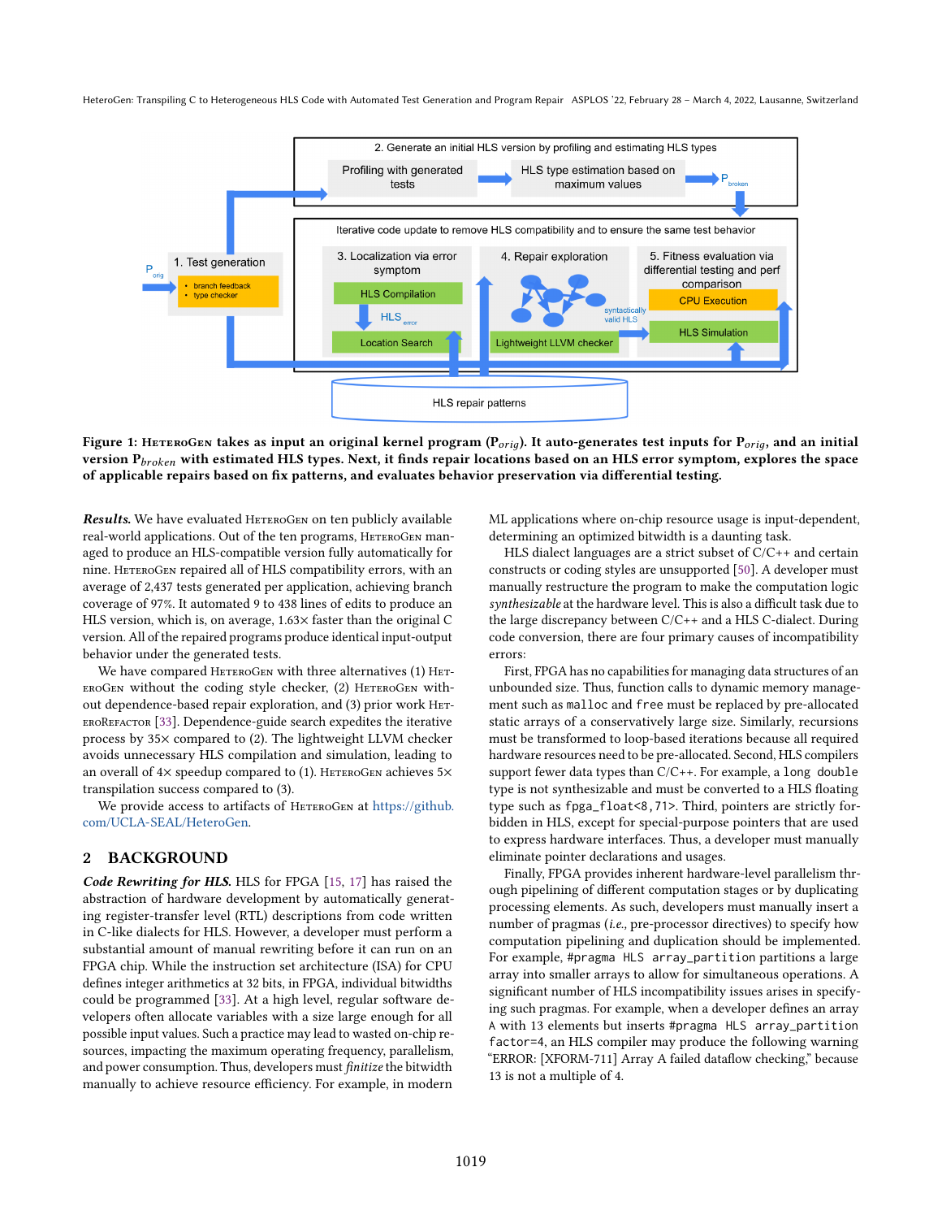**Figure 1: HeteroGen takes as input an original kernel program ($P_{orig}$). It auto-generates test inputs for $P_{orig}$, and an initial version $P_{broken}$ with estimated HLS types. Next, it finds repair locations based on an HLS error symptom, explores the space of applicable repairs based on fix patterns, and evaluates behavior preservation via differential testing.**

***Results.*** We have evaluated HeteroGen on ten publicly available real-world applications. Out of the ten programs, HeteroGen managed to produce an HLS-compatible version fully automatically for nine. HeteroGen repaired all of HLS compatibility errors, with an average of 2,437 tests generated per application, achieving branch coverage of 97%. It automated 9 to 438 lines of edits to produce an HLS version, which is, on average, 1.63× faster than the original C version. All of the repaired programs produce identical input-output behavior under the generated tests.

We have compared HeteroGen with three alternatives (1) HeteroGen without the coding style checker, (2) HeteroGen without dependence-based repair exploration, and (3) prior work HeteroRefactor [33]. Dependence-guide search expedites the iterative process by 35× compared to (2). The lightweight LLVM checker avoids unnecessary HLS compilation and simulation, leading to an overall of 4× speedup compared to (1). HeteroGen achieves 5× transpilation success compared to (3).

We provide access to artifacts of HeteroGen at https://github.com/UCLA-SEAL/HeteroGen.

## 2 BACKGROUND

***Code Rewriting for HLS.*** HLS for FPGA [15, 17] has raised the abstraction of hardware development by automatically generating register-transfer level (RTL) descriptions from code written in C-like dialects for HLS. However, a developer must perform a substantial amount of manual rewriting before it can run on an FPGA chip. While the instruction set architecture (ISA) for CPU defines integer arithmetics at 32 bits, in FPGA, individual bitwidths could be programmed [33]. At a high level, regular software developers often allocate variables with a size large enough for all possible input values. Such a practice may lead to wasted on-chip resources, impacting the maximum operating frequency, parallelism, and power consumption. Thus, developers must *finitize* the bitwidth manually to achieve resource efficiency. For example, in modern ML applications where on-chip resource usage is input-dependent, determining an optimized bitwidth is a daunting task.

HLS dialect languages are a strict subset of C/C++ and certain constructs or coding styles are unsupported [50]. A developer must manually restructure the program to make the computation logic *synthesizable* at the hardware level. This is also a difficult task due to the large discrepancy between C/C++ and a HLS C-dialect. During code conversion, there are four primary causes of incompatibility errors:

First, FPGA has no capabilities for managing data structures of an unbounded size. Thus, function calls to dynamic memory management such as `malloc` and `free` must be replaced by pre-allocated static arrays of a conservatively large size. Similarly, recursions must be transformed to loop-based iterations because all required hardware resources need to be pre-allocated. Second, HLS compilers support fewer data types than C/C++. For example, a `long double` type is not synthesizable and must be converted to a HLS floating type such as `fpga_float<8,71>`. Third, pointers are strictly forbidden in HLS, except for special-purpose pointers that are used to express hardware interfaces. Thus, a developer must manually eliminate pointer declarations and usages.

Finally, FPGA provides inherent hardware-level parallelism through pipelining of different computation stages or by duplicating processing elements. As such, developers must manually insert a number of pragmas (*i.e.*, pre-processor directives) to specify how computation pipelining and duplication should be implemented. For example, `#pragma HLS array_partition` partitions a large array into smaller arrays to allow for simultaneous operations. A significant number of HLS incompatibility issues arises in specifying such pragmas. For example, when a developer defines an array `A` with 13 elements but inserts `#pragma HLS array_partition factor=4`, an HLS compiler may produce the following warning "ERROR: [XFORM-711] Array A failed dataflow checking," because 13 is not a multiple of 4.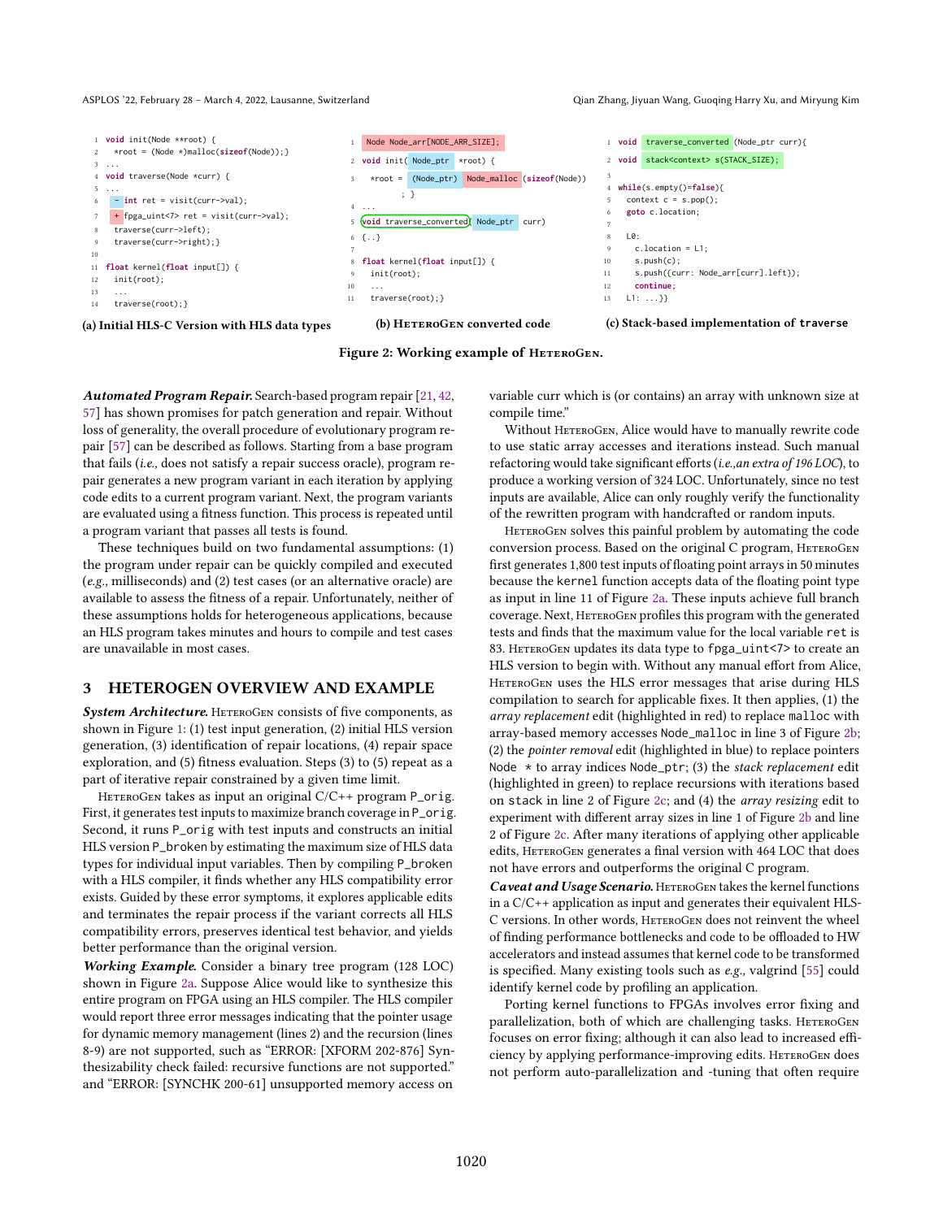```
1  void init(Node **root) {
2    *root = (Node *)malloc(sizeof(Node));}
3  ...
4  void traverse(Node *curr) {
5  ...
6   - int ret = visit(curr->val);
7   + fpga_uint<7> ret = visit(curr->val);
8    traverse(curr->left);
9    traverse(curr->right);}
10
11 float kernel(float input[]) {
12   init(root);
13   ...
14   traverse(root);}
```

(a) Initial HLS-C Version with HLS data types

```
1  Node Node_arr[NODE_ARR_SIZE];
2  void init( Node_ptr  *root) {
3    *root =  (Node_ptr)  Node_malloc (sizeof(Node))
         ; }
4  ...
5  void traverse_converted( Node_ptr  curr)
6  {..}
7
8  float kernel(float input[]) {
9    init(root);
10   ...
11   traverse(root);}
```

(b) HeteroGen converted code

```
1  void  traverse_converted (Node_ptr curr){
2  void  stack<context> s(STACK_SIZE);
3
4  while(s.empty()=false){
5    context c = s.pop();
6    goto c.location;
7
8    L0:
9      c.location = L1;
10     s.push(c);
11     s.push({curr: Node_arr[curr].left});
12     continue;
13   L1: ...}}
```

(c) Stack-based implementation of traverse

Figure 2: Working example of HeteroGen.

***Automated Program Repair.*** Search-based program repair [21, 42, 57] has shown promises for patch generation and repair. Without loss of generality, the overall procedure of evolutionary program repair [57] can be described as follows. Starting from a base program that fails (*i.e.,* does not satisfy a repair success oracle), program repair generates a new program variant in each iteration by applying code edits to a current program variant. Next, the program variants are evaluated using a fitness function. This process is repeated until a program variant that passes all tests is found.

These techniques build on two fundamental assumptions: (1) the program under repair can be quickly compiled and executed (*e.g.,* milliseconds) and (2) test cases (or an alternative oracle) are available to assess the fitness of a repair. Unfortunately, neither of these assumptions holds for heterogeneous applications, because an HLS program takes minutes and hours to compile and test cases are unavailable in most cases.

## 3 HETEROGEN OVERVIEW AND EXAMPLE

***System Architecture.*** HeteroGen consists of five components, as shown in Figure 1: (1) test input generation, (2) initial HLS version generation, (3) identification of repair locations, (4) repair space exploration, and (5) fitness evaluation. Steps (3) to (5) repeat as a part of iterative repair constrained by a given time limit.

HeteroGen takes as input an original C/C++ program P_orig. First, it generates test inputs to maximize branch coverage in P_orig. Second, it runs P_orig with test inputs and constructs an initial HLS version P_broken by estimating the maximum size of HLS data types for individual input variables. Then by compiling P_broken with a HLS compiler, it finds whether any HLS compatibility error exists. Guided by these error symptoms, it explores applicable edits and terminates the repair process if the variant corrects all HLS compatibility errors, preserves identical test behavior, and yields better performance than the original version.

***Working Example.*** Consider a binary tree program (128 LOC) shown in Figure 2a. Suppose Alice would like to synthesize this entire program on FPGA using an HLS compiler. The HLS compiler would report three error messages indicating that the pointer usage for dynamic memory management (lines 2) and the recursion (lines 8-9) are not supported, such as "ERROR: [XFORM 202-876] Synthesizability check failed: recursive functions are not supported." and "ERROR: [SYNCHK 200-61] unsupported memory access on variable curr which is (or contains) an array with unknown size at compile time."

Without HeteroGen, Alice would have to manually rewrite code to use static array accesses and iterations instead. Such manual refactoring would take significant efforts (*i.e.,an extra of 196 LOC*), to produce a working version of 324 LOC. Unfortunately, since no test inputs are available, Alice can only roughly verify the functionality of the rewritten program with handcrafted or random inputs.

HeteroGen solves this painful problem by automating the code conversion process. Based on the original C program, HeteroGen first generates 1,800 test inputs of floating point arrays in 50 minutes because the kernel function accepts data of the floating point type as input in line 11 of Figure 2a. These inputs achieve full branch coverage. Next, HeteroGen profiles this program with the generated tests and finds that the maximum value for the local variable ret is 83. HeteroGen updates its data type to fpga_uint<7> to create an HLS version to begin with. Without any manual effort from Alice, HeteroGen uses the HLS error messages that arise during HLS compilation to search for applicable fixes. It then applies, (1) the *array replacement* edit (highlighted in red) to replace malloc with array-based memory accesses Node_malloc in line 3 of Figure 2b; (2) the *pointer removal* edit (highlighted in blue) to replace pointers Node * to array indices Node_ptr; (3) the *stack replacement* edit (highlighted in green) to replace recursions with iterations based on stack in line 2 of Figure 2c; and (4) the *array resizing* edit to experiment with different array sizes in line 1 of Figure 2b and line 2 of Figure 2c. After many iterations of applying other applicable edits, HeteroGen generates a final version with 464 LOC that does not have errors and outperforms the original C program.

***Caveat and Usage Scenario.*** HeteroGen takes the kernel functions in a C/C++ application as input and generates their equivalent HLS-C versions. In other words, HeteroGen does not reinvent the wheel of finding performance bottlenecks and code to be offloaded to HW accelerators and instead assumes that kernel code to be transformed is specified. Many existing tools such as *e.g.,* valgrind [55] could identify kernel code by profiling an application.

Porting kernel functions to FPGAs involves error fixing and parallelization, both of which are challenging tasks. HeteroGen focuses on error fixing; although it can also lead to increased efficiency by applying performance-improving edits. HeteroGen does not perform auto-parallelization and -tuning that often require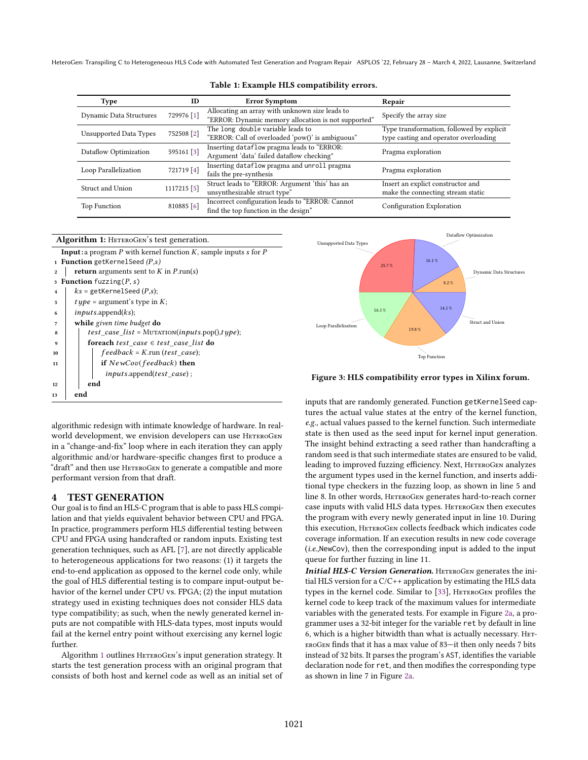**Table 1: Example HLS compatibility errors.**

| Type | ID | Error Symptom | Repair |
|---|---|---|---|
| Dynamic Data Structures | 729976 [1] | Allocating an array with unknown size leads to "ERROR: Dynamic memory allocation is not supported" | Specify the array size |
| Unsupported Data Types | 752508 [2] | The `long double` variable leads to "ERROR: Call of overloaded 'pow()' is ambiguous" | Type transformation, followed by explicit type casting and operator overloading |
| Dataflow Optimization | 595161 [3] | Inserting `dataflow` pragma leads to "ERROR: Argument 'data' failed dataflow checking" | Pragma exploration |
| Loop Parallelization | 721719 [4] | Inserting `dataflow` pragma and `unroll` pragma fails the pre-synthesis | Pragma exploration |
| Struct and Union | 1117215 [5] | Struct leads to "ERROR: Argument 'this' has an unsynthesizable struct type" | Insert an explict constructor and make the connecting stream static |
| Top Function | 810885 [6] | Incorrect configuration leads to "ERROR: Cannot find the top function in the design" | Configuration Exploration |

**Algorithm 1:** HeteroGen's test generation.

```
Input: a program P with kernel function K, sample inputs s for P
1  Function getKernelSeed (P,s)
2  |   return arguments sent to K in P.run(s)
3  Function fuzzing(P, s)
4  |   ks = getKernelSeed (P,s);
5  |   type = argument's type in K;
6  |   inputs.append(ks);
7  |   while given time budget do
8  |   |   test_case_list = Mutation(inputs.pop(),type);
9  |   |   foreach test_case ∈ test_case_list do
10 |   |   |   feedback = K.run (test_case);
11 |   |   |   if NewCov(feedback) then
   |   |   |       inputs.append(test_case) ;
12 |   |   end
13 |   end
```

algorithmic redesign with intimate knowledge of hardware. In real-world development, we envision developers can use HeteroGen in a "change-and-fix" loop where in each iteration they can apply algorithmic and/or hardware-specific changes first to produce a "draft" and then use HeteroGen to generate a compatible and more performant version from that draft.

## 4 TEST GENERATION

Our goal is to find an HLS-C program that is able to pass HLS compilation and that yields equivalent behavior between CPU and FPGA. In practice, programmers perform HLS differential testing between CPU and FPGA using handcrafted or random inputs. Existing test generation techniques, such as AFL [7], are not directly applicable to heterogeneous applications for two reasons: (1) it targets the end-to-end application as opposed to the kernel code only, while the goal of HLS differential testing is to compare input-output behavior of the kernel under CPU vs. FPGA; (2) the input mutation strategy used in existing techniques does not consider HLS data type compatibility; as such, when the newly generated kernel inputs are not compatible with HLS-data types, most inputs would fail at the kernel entry point without exercising any kernel logic further.

Algorithm 1 outlines HeteroGen's input generation strategy. It starts the test generation process with an original program that consists of both host and kernel code as well as an initial set of inputs that are randomly generated. Function `getKernelSeed` captures the actual value states at the entry of the kernel function, *e.g.*, actual values passed to the kernel function. Such intermediate state is then used as the seed input for kernel input generation. The insight behind extracting a seed rather than handcrafting a random seed is that such intermediate states are ensured to be valid, leading to improved fuzzing efficiency. Next, HeteroGen analyzes the argument types used in the kernel function, and inserts additional type checkers in the fuzzing loop, as shown in line 5 and line 8. In other words, HeteroGen generates hard-to-reach corner case inputs with valid HLS data types. HeteroGen then executes the program with every newly generated input in line 10. During this execution, HeteroGen collects feedback which indicates code coverage information. If an execution results in new code coverage (*i.e.*,NewCov), then the corresponding input is added to the input queue for further fuzzing in line 11.

Figure 3: HLS compatibility error types in Xilinx forum.

***Initial HLS-C Version Generation.*** HeteroGen generates the initial HLS version for a C/C++ application by estimating the HLS data types in the kernel code. Similar to [33], HeteroGen profiles the kernel code to keep track of the maximum values for intermediate variables with the generated tests. For example in Figure 2a, a programmer uses a 32-bit integer for the variable `ret` by default in line 6, which is a higher bitwidth than what is actually necessary. HeteroGen finds that it has a max value of 83—it then only needs 7 bits instead of 32 bits. It parses the program's `AST`, identifies the variable declaration node for `ret`, and then modifies the corresponding type as shown in line 7 in Figure 2a.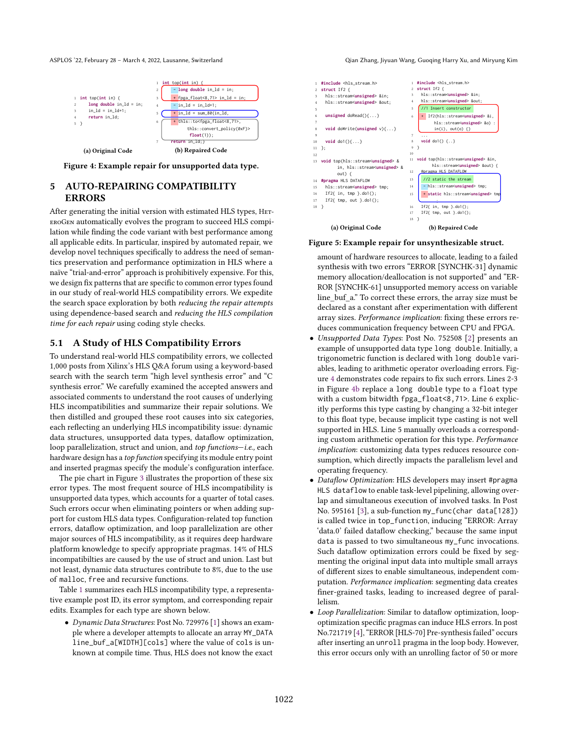```
1 int top(int in) {
2     long double in_ld = in;
3     in_ld = in_ld+1;
4     return in_ld;
5 }
```

(a) Original Code

```
1 int top(int in) {
2  -  long double in_ld = in;
3  +  fpga_float<8,71> in_ld = in;
4  -  in_ld = in_ld+1;
5  +  in_ld = sum_80(in_ld,
6  +  thls::to<fpga_float<8,71>,
          thls::convert_policy(0xF)>
          float(1));
7     return in_ld;}
```

(b) Repaired Code

**Figure 4: Example repair for unsupported data type.**

```
1 #include <hls_stream.h>
2 struct If2 {
3     hls::stream<unsigned> &in;
4     hls::stream<unsigned> &out;
5
6     unsigned doRead(){...}
7
8     void doWrite(unsigned v){...}
9
10    void do1(){...}
11 };
12
13 void top(hls::stream<unsigned> &
        in, hls::stream<unsigned> &
        out) {
14 #pragma HLS DATAFLOW
15     hls::stream<unsigned> tmp;
16     If2{ in, tmp }.do1();
17     If2{ tmp, out }.do1();
18 }
```

(a) Original Code

```
1 #include <hls_stream.h>
2 struct If2 {
3     hls::stream<unsigned> &in;
4     hls::stream<unsigned> &out;
5     //1 Insert constructor
6  +  If2(hls::stream<unsigned> &i,
          hls::stream<unsigned> &o) :
          in(i), out(o) {}
7     ...
8     void do1() {..}
9 }
10
11 void top(hls::stream<unsigned> &in,
          hls::stream<unsigned> &out) {
12 #pragma HLS DATAFLOW
13     //2 static the stream
14  -  hls::stream<unsigned> tmp;
15  +  static hls::stream<unsigned> tmp
        ;
16     If2{ in, tmp }.do1();
17     If2{ tmp, out }.do1();
18 }
```

(b) Repaired Code

**Figure 5: Example repair for unsynthesizable struct.**

## 5 AUTO-REPAIRING COMPATIBILITY ERRORS

After generating the initial version with estimated HLS types, HeteroGen automatically evolves the program to succeed HLS compilation while finding the code variant with best performance among all applicable edits. In particular, inspired by automated repair, we develop novel techniques specifically to address the need of semantics preservation and performance optimization in HLS where a naïve "trial-and-error" approach is prohibitively expensive. For this, we design fix patterns that are specific to common error types found in our study of real-world HLS compatibility errors. We expedite the search space exploration by both *reducing the repair attempts* using dependence-based search and *reducing the HLS compilation time for each repair* using coding style checks.

### 5.1 A Study of HLS Compatibility Errors

To understand real-world HLS compatibility errors, we collected 1,000 posts from Xilinx's HLS Q&A forum using a keyword-based search with the search term "high level synthesis error" and "C synthesis error." We carefully examined the accepted answers and associated comments to understand the root causes of underlying HLS incompatibilities and summarize their repair solutions. We then distilled and grouped these root causes into six categories, each reflecting an underlying HLS incompatibility issue: dynamic data structures, unsupported data types, dataflow optimization, loop parallelization, struct and union, and *top functions—i.e.,* each hardware design has a *top function* specifying its module entry point and inserted pragmas specify the module's configuration interface.

The pie chart in Figure 3 illustrates the proportion of these six error types. The most frequent source of HLS incompatibility is unsupported data types, which accounts for a quarter of total cases. Such errors occur when eliminating pointers or when adding support for custom HLS data types. Configuration-related top function errors, dataflow optimization, and loop parallelization are other major sources of HLS incompatibility, as it requires deep hardware platform knowledge to specify appropriate pragmas. 14% of HLS incompatibilties are caused by the use of struct and union. Last but not least, dynamic data structures contribute to 8%, due to the use of malloc, free and recursive functions.

Table 1 summarizes each HLS incompatibility type, a representative example post ID, its error symptom, and corresponding repair edits. Examples for each type are shown below.

- *Dynamic Data Structures*: Post No. 729976 [1] shows an example where a developer attempts to allocate an array MY_DATA line_buf_a[WIDTH][cols] where the value of cols is unknown at compile time. Thus, HLS does not know the exact amount of hardware resources to allocate, leading to a failed synthesis with two errors "ERROR [SYNCHK-31] dynamic memory allocation/deallocation is not supported" and "ERROR [SYNCHK-61] unsupported memory access on variable line_buf_a." To correct these errors, the array size must be declared as a constant after experimentation with different array sizes. *Performance implication*: fixing these errors reduces communication frequency between CPU and FPGA.
- *Unsupported Data Types*: Post No. 752508 [2] presents an example of unsupported data type long double. Initially, a trigonometric function is declared with long double variables, leading to arithmetic operator overloading errors. Figure 4 demonstrates code repairs to fix such errors. Lines 2-3 in Figure 4b replace a long double type to a float type with a custom bitwidth fpga_float<8,71>. Line 6 explicitly performs this type casting by changing a 32-bit integer to this float type, because implicit type casting is not well supported in HLS. Line 5 manually overloads a corresponding custom arithmetic operation for this type. *Performance implication*: customizing data types reduces resource consumption, which directly impacts the parallelism level and operating frequency.
- *Dataflow Optimization*: HLS developers may insert #pragma HLS dataflow to enable task-level pipelining, allowing overlap and simultaneous execution of involved tasks. In Post No. 595161 [3], a sub-function my_func(char data[128]) is called twice in top_function, inducing "ERROR: Array 'data.0' failed dataflow checking," because the same input data is passed to two simultaneous my_func invocations. Such dataflow optimization errors could be fixed by segmenting the original input data into multiple small arrays of different sizes to enable simultaneous, independent computation. *Performance implication*: segmenting data creates finer-grained tasks, leading to increased degree of parallelism.
- *Loop Parallelization*: Similar to dataflow optimization, loop-optimization specific pragmas can induce HLS errors. In post No.721719 [4], "ERROR [HLS-70] Pre-synthesis failed" occurs after inserting an unroll pragma in the loop body. However, this error occurs only with an unrolling factor of 50 or more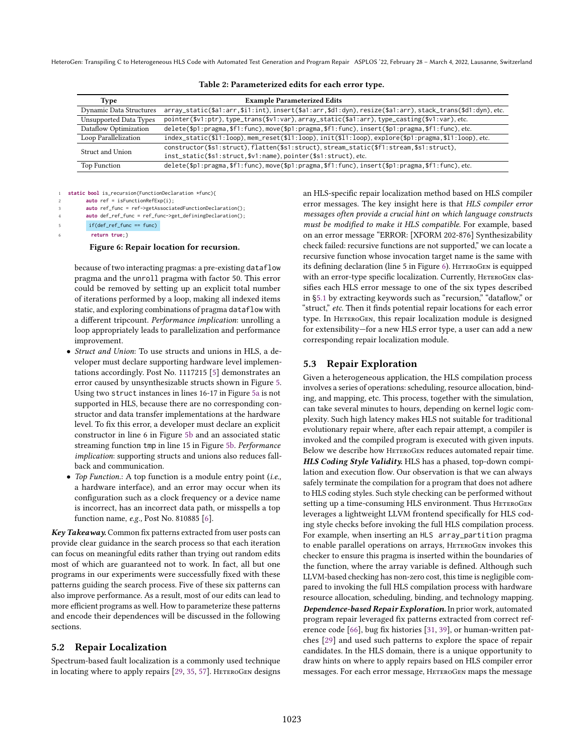**Table 2: Parameterized edits for each error type.**

| Type | Example Parameterized Edits |
|---|---|
| Dynamic Data Structures | array_static($a1:arr,$i1:int), insert($a1:arr,$d1:dyn), resize($a1:arr), stack_trans($d1:dyn), etc. |
| Unsupported Data Types | pointer($v1:ptr), type_trans($v1:var), array_static($a1:arr), type_casting($v1:var), etc. |
| Dataflow Optimization | delete($p1:pragma,$f1:func), move($p1:pragma,$f1:func), insert($p1:pragma,$f1:func), etc. |
| Loop Parallelization | index_static($l1:loop), mem_reset($l1:loop), init($l1:loop), explore($p1:pragma,$l1:loop), etc. |
| Struct and Union | constructor($s1:struct), flatten($s1:struct), stream_static($f1:stream,$s1:struct), inst_static($s1:struct,$v1:name), pointer($s1:struct), etc. |
| Top Function | delete($p1:pragma,$f1:func), move($p1:pragma,$f1:func), insert($p1:pragma,$f1:func), etc. |

```
1 static bool is_recursion(FunctionDeclaration *func){
2       auto ref = isFunctionRefExp(i);
3       auto ref_func = ref->getAssociatedFunctionDeclaration();
4       auto def_ref_func = ref_func->get_definingDeclaration();
5       if(def_ref_func == func)
6        return true;}
```

**Figure 6: Repair location for recursion.**

because of two interacting pragmas: a pre-existing dataflow pragma and the unroll pragma with factor 50. This error could be removed by setting up an explicit total number of iterations performed by a loop, making all indexed items static, and exploring combinations of pragma dataflow with a different tripcount. *Performance implication*: unrolling a loop appropriately leads to parallelization and performance improvement.

- *Struct and Union*: To use structs and unions in HLS, a developer must declare supporting hardware level implementations accordingly. Post No. 1117215 [5] demonstrates an error caused by unsynthesizable structs shown in Figure 5. Using two struct instances in lines 16-17 in Figure 5a is not supported in HLS, because there are no corresponding constructor and data transfer implementations at the hardware level. To fix this error, a developer must declare an explicit constructor in line 6 in Figure 5b and an associated static streaming function tmp in line 15 in Figure 5b. *Performance implication*: supporting structs and unions also reduces fallback and communication.
- *Top Function.*: A top function is a module entry point (*i.e.,* a hardware interface), and an error may occur when its configuration such as a clock frequency or a device name is incorrect, has an incorrect data path, or misspells a top function name, *e.g.*, Post No. 810885 [6].

***Key Takeaway.*** Common fix patterns extracted from user posts can provide clear guidance in the search process so that each iteration can focus on meaningful edits rather than trying out random edits most of which are guaranteed not to work. In fact, all but one programs in our experiments were successfully fixed with these patterns guiding the search process. Five of these six patterns can also improve performance. As a result, most of our edits can lead to more efficient programs as well. How to parameterize these patterns and encode their dependences will be discussed in the following sections.

## 5.2 Repair Localization

Spectrum-based fault localization is a commonly used technique in locating where to apply repairs [29, 35, 57]. HeteroGen designs an HLS-specific repair localization method based on HLS compiler error messages. The key insight here is that *HLS compiler error messages often provide a crucial hint on which language constructs must be modified to make it HLS compatible.* For example, based on an error message "ERROR: [XFORM 202-876] Synthesizability check failed: recursive functions are not supported," we can locate a recursive function whose invocation target name is the same with its defining declaration (line 5 in Figure 6). HeteroGen is equipped with an error-type specific localization. Currently, HeteroGen classifies each HLS error message to one of the six types described in §5.1 by extracting keywords such as "recursion," "dataflow," or "struct," *etc.* Then it finds potential repair locations for each error type. In HeteroGen, this repair localization module is designed for extensibility—for a new HLS error type, a user can add a new corresponding repair localization module.

## 5.3 Repair Exploration

Given a heterogeneous application, the HLS compilation process involves a series of operations: scheduling, resource allocation, binding, and mapping, etc. This process, together with the simulation, can take several minutes to hours, depending on kernel logic complexity. Such high latency makes HLS not suitable for traditional evolutionary repair where, after each repair attempt, a compiler is invoked and the compiled program is executed with given inputs. Below we describe how HeteroGen reduces automated repair time.

***HLS Coding Style Validity.*** HLS has a phased, top-down compilation and execution flow. Our observation is that we can always safely terminate the compilation for a program that does not adhere to HLS coding styles. Such style checking can be performed without setting up a time-consuming HLS environment. Thus HeteroGen leverages a lightweight LLVM frontend specifically for HLS coding style checks before invoking the full HLS compilation process. For example, when inserting an HLS array_partition pragma to enable parallel operations on arrays, HeteroGen invokes this checker to ensure this pragma is inserted within the boundaries of the function, where the array variable is defined. Although such LLVM-based checking has non-zero cost, this time is negligible compared to invoking the full HLS compilation process with hardware resource allocation, scheduling, binding, and technology mapping.

***Dependence-based Repair Exploration.*** In prior work, automated program repair leveraged fix patterns extracted from correct reference code [66], bug fix histories [31, 39], or human-written patches [29] and used such patterns to explore the space of repair candidates. In the HLS domain, there is a unique opportunity to draw hints on where to apply repairs based on HLS compiler error messages. For each error message, HeteroGen maps the message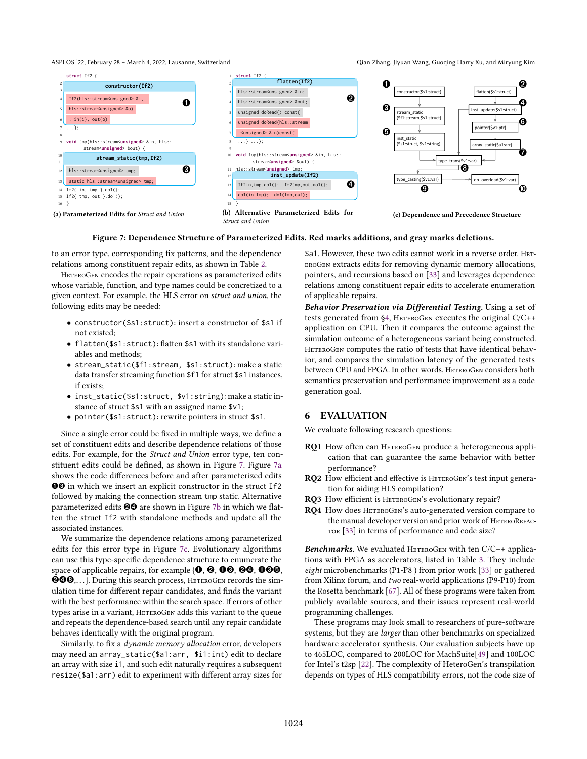```
1  struct If2 {
2                    constructor(If2)
4    If2(hls::stream<unsigned> &i,                    ❶
5    hls::stream<unsigned> &o)
6    : in(i), out(o)
7    ...};
8
9  void top(hls::stream<unsigned> &in, hls::
       stream<unsigned> &out) {
10                   stream_static(tmp,If2)
11
12   hls::stream<unsigned> tmp;                       ❸
13   static hls::stream<unsigned> tmp;
14   If2{ in, tmp }.do1();
15   If2{ tmp, out }.do1();
16 }
```

(a) Parameterized Edits for *Struct and Union*

```
1  struct If2 {
2                    flatten(If2)
3    hls::stream<unsigned> &in;
4    hls::stream<unsigned> &out;                      ❷
5    unsigned doRead() const{
6    unsigned doRead(hls::stream
7      <unsigned> &in)const{
8    ...} ...};
9
10 void top(hls::stream<unsigned> &in, hls::
       stream<unsigned> &out) {
11   hls::stream<unsigned> tmp;
12                   inst_update(If2)
13   If2in,tmp.do1();  If2tmp,out.do1();              ❹
14   do1(in,tmp);  do1(tmp,out);
15 }
```

(b) Alternative Parameterized Edits for *Struct and Union*

```
❶ constructor($s1:struct)          ❷ flatten($s1:struct)
❸ stream_static($f1:stream,$s1:struct)   ❹ inst_update($s1:struct)
❺ inst_static($s1:struct, $v1:string)    ❻ pointer($v1:ptr)
                                   ❼ array_static($a1:arr)
❽ type_trans($v1:var)
❾ type_casting($v1:var)  -->  ❿ op_overload($v1:var)
```

(c) Dependence and Precedence Structure

**Figure 7: Dependence Structure of Parameterized Edits. Red marks additions, and gray marks deletions.**

to an error type, corresponding fix patterns, and the dependence relations among constituent repair edits, as shown in Table 2.

HeteroGen encodes the repair operations as parameterized edits whose variable, function, and type names could be concretized to a given context. For example, the HLS error on *struct and union*, the following edits may be needed:

- `constructor($s1:struct)`: insert a constructor of `$s1` if not existed;
- `flatten($s1:struct)`: flatten `$s1` with its standalone variables and methods;
- `stream_static($f1:stream, $s1:struct)`: make a static data transfer streaming function `$f1` for struct `$s1` instances, if exists;
- `inst_static($s1:struct, $v1:string)`: make a static instance of struct `$s1` with an assigned name `$v1`;
- `pointer($s1:struct)`: rewrite pointers in struct `$s1`.

Since a single error could be fixed in multiple ways, we define a set of constituent edits and describe dependence relations of those edits. For example, for the *Struct and Union* error type, ten constituent edits could be defined, as shown in Figure 7. Figure 7a shows the code differences before and after parameterized edits ❶❸ in which we insert an explicit constructor in the struct `If2` followed by making the connection stream `tmp` static. Alternative parameterized edits ❷❹ are shown in Figure 7b in which we flatten the struct `If2` with standalone methods and update all the associated instances.

We summarize the dependence relations among parameterized edits for this error type in Figure 7c. Evolutionary algorithms can use this type-specific dependence structure to enumerate the space of applicable repairs, for example {❶, ❷, ❶❸, ❷❹, ❶❸❺, ❷❹❽,...}. During this search process, HeteroGen records the simulation time for different repair candidates, and finds the variant with the best performance within the search space. If errors of other types arise in a variant, HeteroGen adds this variant to the queue and repeats the dependence-based search until any repair candidate behaves identically with the original program.

Similarly, to fix a *dynamic memory allocation* error, developers may need an `array_static($a1:arr, $i1:int)` edit to declare an array with size `i1`, and such edit naturally requires a subsequent `resize($a1:arr)` edit to experiment with different array sizes for `$a1`. However, these two edits cannot work in a reverse order. HeteroGen extracts edits for removing dynamic memory allocations, pointers, and recursions based on [33] and leverages dependence relations among constituent repair edits to accelerate enumeration of applicable repairs.

***Behavior Preservation via Differential Testing.*** Using a set of tests generated from §4, HeteroGen executes the original C/C++ application on CPU. Then it compares the outcome against the simulation outcome of a heterogeneous variant being constructed. HeteroGen computes the ratio of tests that have identical behavior, and compares the simulation latency of the generated tests between CPU and FPGA. In other words, HeteroGen considers both semantics preservation and performance improvement as a code generation goal.

## 6 EVALUATION

We evaluate following research questions:

**RQ1** How often can HeteroGen produce a heterogeneous application that can guarantee the same behavior with better performance?

**RQ2** How efficient and effective is HeteroGen's test input generation for aiding HLS compilation?

**RQ3** How efficient is HeteroGen's evolutionary repair?

**RQ4** How does HeteroGen's auto-generated version compare to the manual developer version and prior work of HeteroRefactor [33] in terms of performance and code size?

***Benchmarks.*** We evaluated HeteroGen with ten C/C++ applications with FPGA as accelerators, listed in Table 3. They include *eight* microbenchmarks (P1-P8 ) from prior work [33] or gathered from Xilinx forum, and *two* real-world applications (P9-P10) from the Rosetta benchmark [67]. All of these programs were taken from publicly available sources, and their issues represent real-world programming challenges.

These programs may look small to researchers of pure-software systems, but they are *larger* than other benchmarks on specialized hardware accelerator synthesis. Our evaluation subjects have up to 465LOC, compared to 200LOC for MachSuite[49] and 100LOC for Intel's t2sp [22]. The complexity of HeteroGen's transpilation depends on types of HLS compatibility errors, not the code size of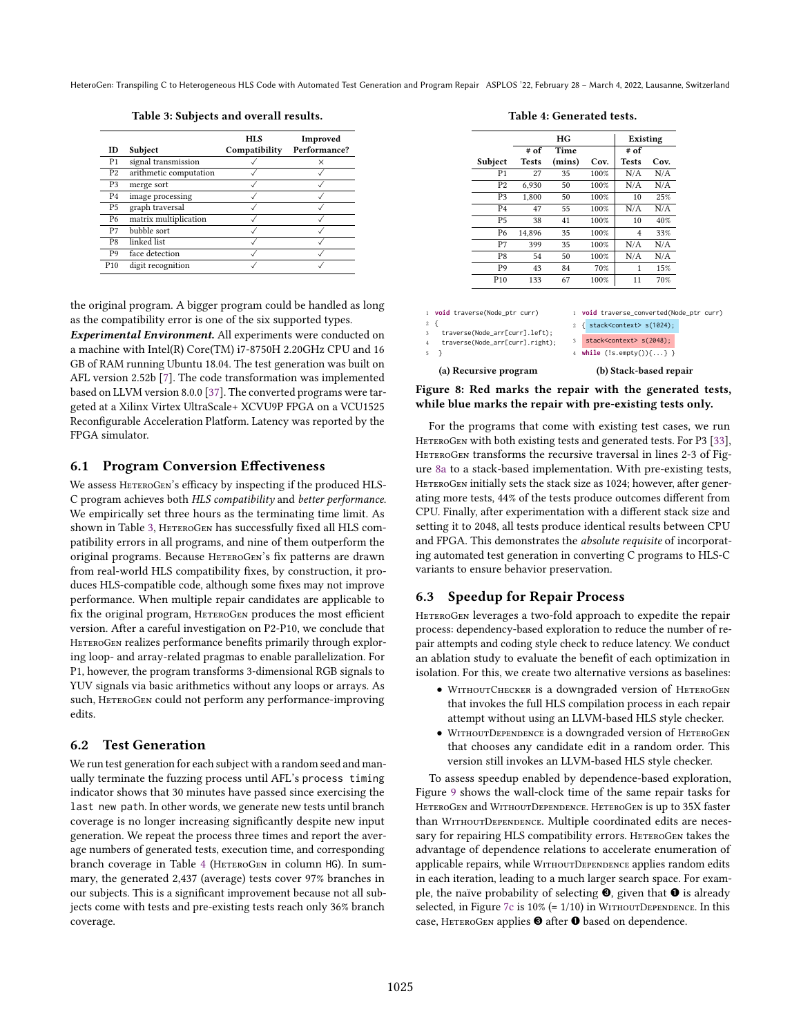Table 3: Subjects and overall results.

| ID | Subject | HLS Compatibility | Improved Performance? |
|---|---|---|---|
| P1 | signal transmission | ✓ | × |
| P2 | arithmetic computation | ✓ | ✓ |
| P3 | merge sort | ✓ | ✓ |
| P4 | image processing | ✓ | ✓ |
| P5 | graph traversal | ✓ | ✓ |
| P6 | matrix multiplication | ✓ | ✓ |
| P7 | bubble sort | ✓ | ✓ |
| P8 | linked list | ✓ | ✓ |
| P9 | face detection | ✓ | ✓ |
| P10 | digit recognition | ✓ | ✓ |

the original program. A bigger program could be handled as long as the compatibility error is one of the six supported types.

***Experimental Environment.*** All experiments were conducted on a machine with Intel(R) Core(TM) i7-8750H 2.20GHz CPU and 16 GB of RAM running Ubuntu 18.04. The test generation was built on AFL version 2.52b [7]. The code transformation was implemented based on LLVM version 8.0.0 [37]. The converted programs were targeted at a Xilinx Virtex UltraScale+ XCVU9P FPGA on a VCU1525 Reconfigurable Acceleration Platform. Latency was reported by the FPGA simulator.

## 6.1 Program Conversion Effectiveness

We assess HeteroGen's efficacy by inspecting if the produced HLS-C program achieves both *HLS compatibility* and *better performance*. We empirically set three hours as the terminating time limit. As shown in Table 3, HeteroGen has successfully fixed all HLS compatibility errors in all programs, and nine of them outperform the original programs. Because HeteroGen's fix patterns are drawn from real-world HLS compatibility fixes, by construction, it produces HLS-compatible code, although some fixes may not improve performance. When multiple repair candidates are applicable to fix the original program, HeteroGen produces the most efficient version. After a careful investigation on P2-P10, we conclude that HeteroGen realizes performance benefits primarily through exploring loop- and array-related pragmas to enable parallelization. For P1, however, the program transforms 3-dimensional RGB signals to YUV signals via basic arithmetics without any loops or arrays. As such, HeteroGen could not perform any performance-improving edits.

## 6.2 Test Generation

We run test generation for each subject with a random seed and manually terminate the fuzzing process until AFL's `process timing` indicator shows that 30 minutes have passed since exercising the `last new path`. In other words, we generate new tests until branch coverage is no longer increasing significantly despite new input generation. We repeat the process three times and report the average numbers of generated tests, execution time, and corresponding branch coverage in Table 4 (HeteroGen in column HG). In summary, the generated 2,437 (average) tests cover 97% branches in our subjects. This is a significant improvement because not all subjects come with tests and pre-existing tests reach only 36% branch coverage.

Table 4: Generated tests.

| | HG | | | Existing | |
|---|---|---|---|---|---|
| Subject | # of Tests | Time (mins) | Cov. | # of Tests | Cov. |
| P1 | 27 | 35 | 100% | N/A | N/A |
| P2 | 6,930 | 50 | 100% | N/A | N/A |
| P3 | 1,800 | 50 | 100% | 10 | 25% |
| P4 | 47 | 55 | 100% | N/A | N/A |
| P5 | 38 | 41 | 100% | 10 | 40% |
| P6 | 14,896 | 35 | 100% | 4 | 33% |
| P7 | 399 | 35 | 100% | N/A | N/A |
| P8 | 54 | 50 | 100% | N/A | N/A |
| P9 | 43 | 84 | 70% | 1 | 15% |
| P10 | 133 | 67 | 100% | 11 | 70% |

```
1 void traverse(Node_ptr curr)
2 {
3   traverse(Node_arr[curr].left);
4   traverse(Node_arr[curr].right);
5 }
```

(a) Recursive program

```
1 void traverse_converted(Node_ptr curr)
2 { stack<context> s(1024);
3   stack<context> s(2048);
4 while (!s.empty()){...} }
```

(b) Stack-based repair

**Figure 8: Red marks the repair with the generated tests, while blue marks the repair with pre-existing tests only.**

For the programs that come with existing test cases, we run HeteroGen with both existing tests and generated tests. For P3 [33], HeteroGen transforms the recursive traversal in lines 2-3 of Figure 8a to a stack-based implementation. With pre-existing tests, HeteroGen initially sets the stack size as 1024; however, after generating more tests, 44% of the tests produce outcomes different from CPU. Finally, after experimentation with a different stack size and setting it to 2048, all tests produce identical results between CPU and FPGA. This demonstrates the *absolute requisite* of incorporating automated test generation in converting C programs to HLS-C variants to ensure behavior preservation.

## 6.3 Speedup for Repair Process

HeteroGen leverages a two-fold approach to expedite the repair process: dependency-based exploration to reduce the number of repair attempts and coding style check to reduce latency. We conduct an ablation study to evaluate the benefit of each optimization in isolation. For this, we create two alternative versions as baselines:

- WithoutChecker is a downgraded version of HeteroGen that invokes the full HLS compilation process in each repair attempt without using an LLVM-based HLS style checker.
- WithoutDependence is a downgraded version of HeteroGen that chooses any candidate edit in a random order. This version still invokes an LLVM-based HLS style checker.

To assess speedup enabled by dependence-based exploration, Figure 9 shows the wall-clock time of the same repair tasks for HeteroGen and WithoutDependence. HeteroGen is up to 35X faster than WithoutDependence. Multiple coordinated edits are necessary for repairing HLS compatibility errors. HeteroGen takes the advantage of dependence relations to accelerate enumeration of applicable repairs, while WithoutDependence applies random edits in each iteration, leading to a much larger search space. For example, the naïve probability of selecting ❸, given that ❶ is already selected, in Figure 7c is 10% (= 1/10) in WithoutDependence. In this case, HeteroGen applies ❸ after ❶ based on dependence.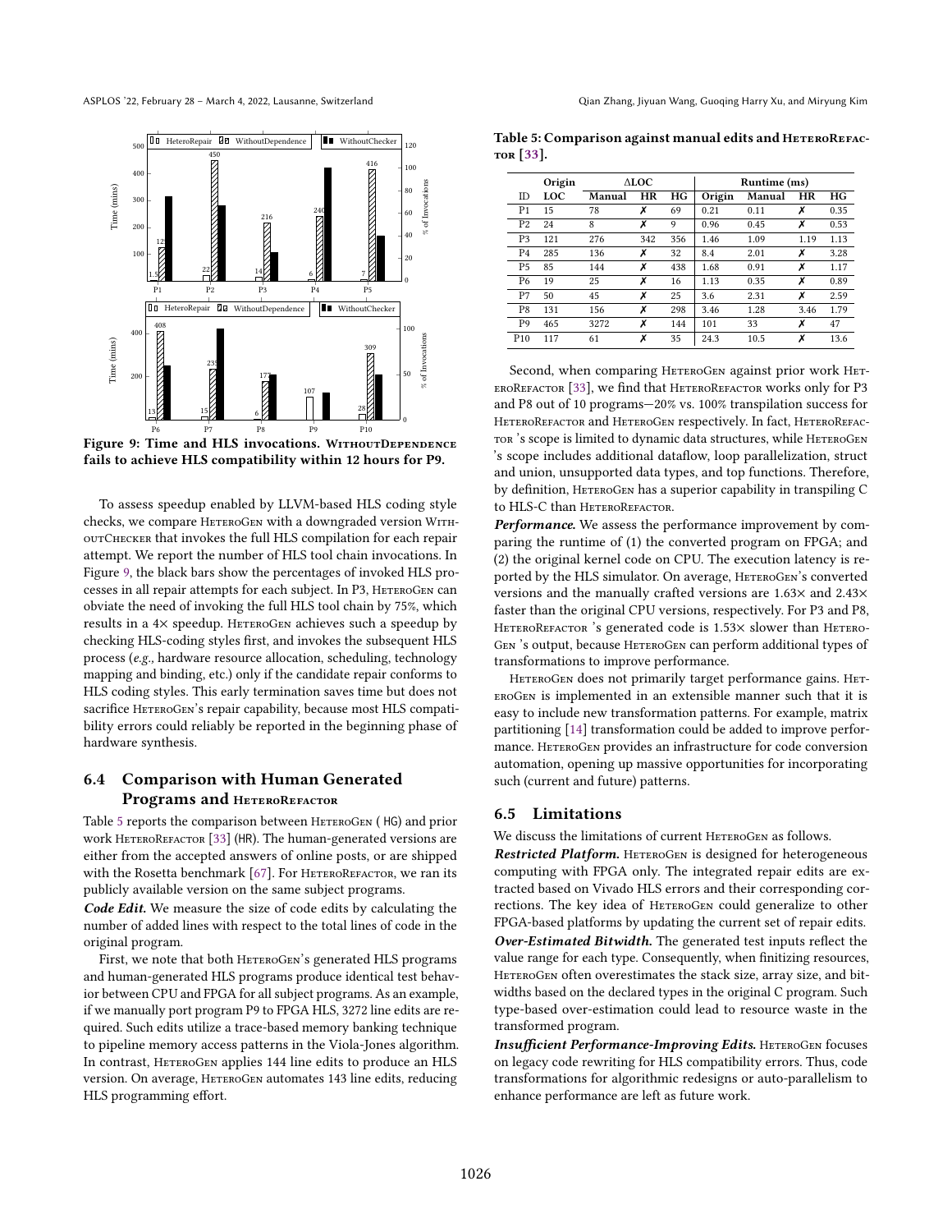Figure 9: Time and HLS invocations. WithoutDependence fails to achieve HLS compatibility within 12 hours for P9.

To assess speedup enabled by LLVM-based HLS coding style checks, we compare HeteroGen with a downgraded version WithoutChecker that invokes the full HLS compilation for each repair attempt. We report the number of HLS tool chain invocations. In Figure 9, the black bars show the percentages of invoked HLS processes in all repair attempts for each subject. In P3, HeteroGen can obviate the need of invoking the full HLS tool chain by 75%, which results in a 4× speedup. HeteroGen achieves such a speedup by checking HLS-coding styles first, and invokes the subsequent HLS process (*e.g.*, hardware resource allocation, scheduling, technology mapping and binding, etc.) only if the candidate repair conforms to HLS coding styles. This early termination saves time but does not sacrifice HeteroGen's repair capability, because most HLS compatibility errors could reliably be reported in the beginning phase of hardware synthesis.

## 6.4 Comparison with Human Generated Programs and HeteroRefactor

Table 5 reports the comparison between HeteroGen (HG) and prior work HeteroRefactor [33] (HR). The human-generated versions are either from the accepted answers of online posts, or are shipped with the Rosetta benchmark [67]. For HeteroRefactor, we ran its publicly available version on the same subject programs.

***Code Edit.*** We measure the size of code edits by calculating the number of added lines with respect to the total lines of code in the original program.

First, we note that both HeteroGen's generated HLS programs and human-generated HLS programs produce identical test behavior between CPU and FPGA for all subject programs. As an example, if we manually port program P9 to FPGA HLS, 3272 line edits are required. Such edits utilize a trace-based memory banking technique to pipeline memory access patterns in the Viola-Jones algorithm. In contrast, HeteroGen applies 144 line edits to produce an HLS version. On average, HeteroGen automates 143 line edits, reducing HLS programming effort.

**Table 5: Comparison against manual edits and HeteroRefactor [33].**

| | Origin | ΔLOC | | | Runtime (ms) | | | |
|---|---|---|---|---|---|---|---|---|
| ID | LOC | Manual | HR | HG | Origin | Manual | HR | HG |
| P1 | 15 | 78 | ✗ | 69 | 0.21 | 0.11 | ✗ | 0.35 |
| P2 | 24 | 8 | ✗ | 9 | 0.96 | 0.45 | ✗ | 0.53 |
| P3 | 121 | 276 | 342 | 356 | 1.46 | 1.09 | 1.19 | 1.13 |
| P4 | 285 | 136 | ✗ | 32 | 8.4 | 2.01 | ✗ | 3.28 |
| P5 | 85 | 144 | ✗ | 438 | 1.68 | 0.91 | ✗ | 1.17 |
| P6 | 19 | 25 | ✗ | 16 | 1.13 | 0.35 | ✗ | 0.89 |
| P7 | 50 | 45 | ✗ | 25 | 3.6 | 2.31 | ✗ | 2.59 |
| P8 | 131 | 156 | ✗ | 298 | 3.46 | 1.28 | 3.46 | 1.79 |
| P9 | 465 | 3272 | ✗ | 144 | 101 | 33 | ✗ | 47 |
| P10 | 117 | 61 | ✗ | 35 | 24.3 | 10.5 | ✗ | 13.6 |

Second, when comparing HeteroGen against prior work HeteroRefactor [33], we find that HeteroRefactor works only for P3 and P8 out of 10 programs—20% vs. 100% transpilation success for HeteroRefactor and HeteroGen respectively. In fact, HeteroRefactor 's scope is limited to dynamic data structures, while HeteroGen 's scope includes additional dataflow, loop parallelization, struct and union, unsupported data types, and top functions. Therefore, by definition, HeteroGen has a superior capability in transpiling C to HLS-C than HeteroRefactor.

***Performance.*** We assess the performance improvement by comparing the runtime of (1) the converted program on FPGA; and (2) the original kernel code on CPU. The execution latency is reported by the HLS simulator. On average, HeteroGen's converted versions and the manually crafted versions are 1.63× and 2.43× faster than the original CPU versions, respectively. For P3 and P8, HeteroRefactor 's generated code is 1.53× slower than HeteroGen 's output, because HeteroGen can perform additional types of transformations to improve performance.

HeteroGen does not primarily target performance gains. HeteroGen is implemented in an extensible manner such that it is easy to include new transformation patterns. For example, matrix partitioning [14] transformation could be added to improve performance. HeteroGen provides an infrastructure for code conversion automation, opening up massive opportunities for incorporating such (current and future) patterns.

## 6.5 Limitations

We discuss the limitations of current HeteroGen as follows.

***Restricted Platform.*** HeteroGen is designed for heterogeneous computing with FPGA only. The integrated repair edits are extracted based on Vivado HLS errors and their corresponding corrections. The key idea of HeteroGen could generalize to other FPGA-based platforms by updating the current set of repair edits.

***Over-Estimated Bitwidth.*** The generated test inputs reflect the value range for each type. Consequently, when finitizing resources, HeteroGen often overestimates the stack size, array size, and bitwidths based on the declared types in the original C program. Such type-based over-estimation could lead to resource waste in the transformed program.

***Insufficient Performance-Improving Edits.*** HeteroGen focuses on legacy code rewriting for HLS compatibility errors. Thus, code transformations for algorithmic redesigns or auto-parallelism to enhance performance are left as future work.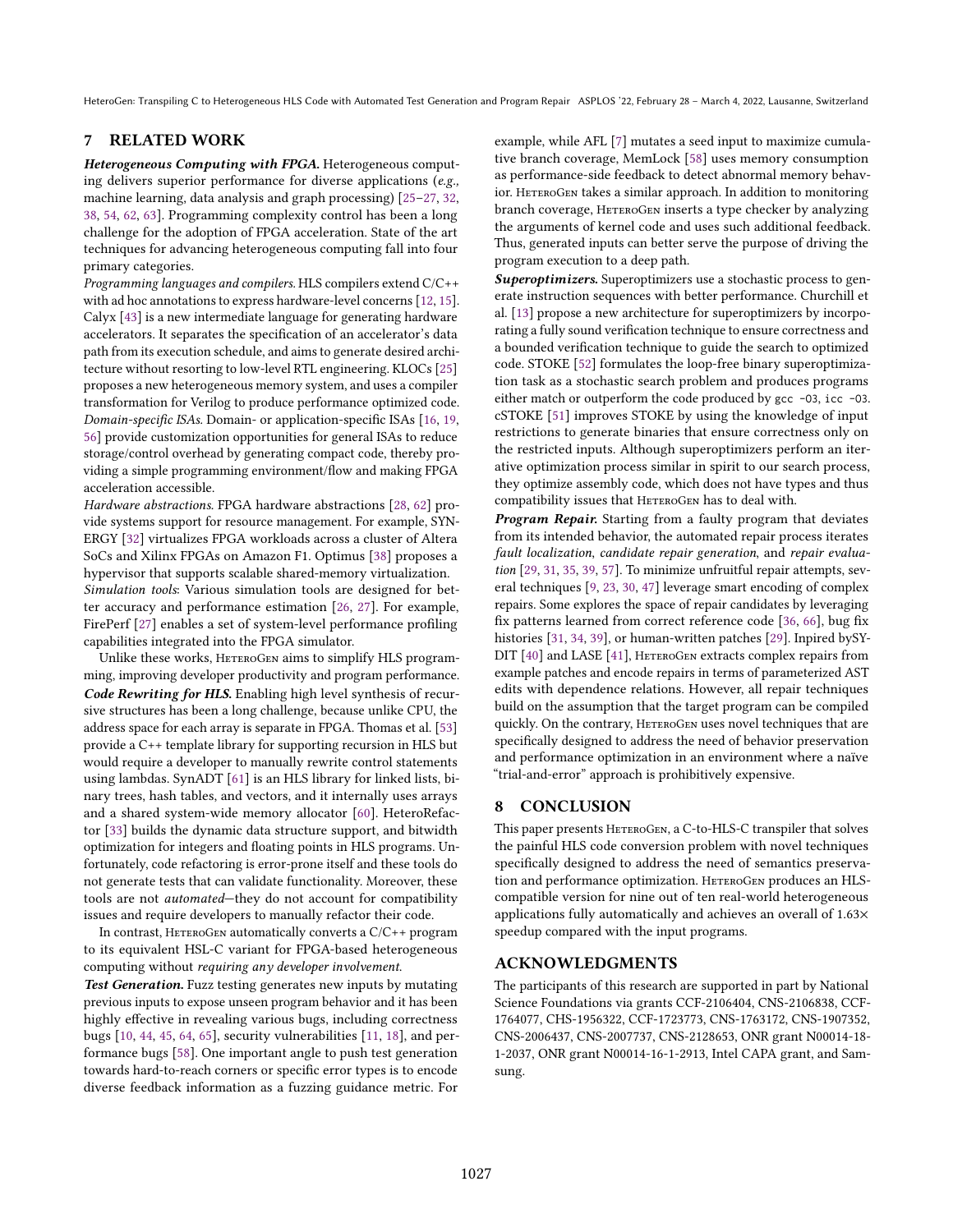## 7 RELATED WORK

***Heterogeneous Computing with FPGA.*** Heterogeneous computing delivers superior performance for diverse applications (*e.g.*, machine learning, data analysis and graph processing) [25–27, 32, 38, 54, 62, 63]. Programming complexity control has been a long challenge for the adoption of FPGA acceleration. State of the art techniques for advancing heterogeneous computing fall into four primary categories.

*Programming languages and compilers.* HLS compilers extend C/C++ with ad hoc annotations to express hardware-level concerns [12, 15]. Calyx [43] is a new intermediate language for generating hardware accelerators. It separates the specification of an accelerator's data path from its execution schedule, and aims to generate desired architecture without resorting to low-level RTL engineering. KLOCs [25] proposes a new heterogeneous memory system, and uses a compiler transformation for Verilog to produce performance optimized code.

*Domain-specific ISAs.* Domain- or application-specific ISAs [16, 19, 56] provide customization opportunities for general ISAs to reduce storage/control overhead by generating compact code, thereby providing a simple programming environment/flow and making FPGA acceleration accessible.

*Hardware abstractions.* FPGA hardware abstractions [28, 62] provide systems support for resource management. For example, SYNERGY [32] virtualizes FPGA workloads across a cluster of Altera SoCs and Xilinx FPGAs on Amazon F1. Optimus [38] proposes a hypervisor that supports scalable shared-memory virtualization.

*Simulation tools*: Various simulation tools are designed for better accuracy and performance estimation [26, 27]. For example, FirePerf [27] enables a set of system-level performance profiling capabilities integrated into the FPGA simulator.

Unlike these works, HeteroGen aims to simplify HLS programming, improving developer productivity and program performance.

***Code Rewriting for HLS.*** Enabling high level synthesis of recursive structures has been a long challenge, because unlike CPU, the address space for each array is separate in FPGA. Thomas et al. [53] provide a C++ template library for supporting recursion in HLS but would require a developer to manually rewrite control statements using lambdas. SynADT [61] is an HLS library for linked lists, binary trees, hash tables, and vectors, and it internally uses arrays and a shared system-wide memory allocator [60]. HeteroRefactor [33] builds the dynamic data structure support, and bitwidth optimization for integers and floating points in HLS programs. Unfortunately, code refactoring is error-prone itself and these tools do not generate tests that can validate functionality. Moreover, these tools are not *automated*—they do not account for compatibility issues and require developers to manually refactor their code.

In contrast, HeteroGen automatically converts a C/C++ program to its equivalent HSL-C variant for FPGA-based heterogeneous computing without *requiring any developer involvement*.

***Test Generation.*** Fuzz testing generates new inputs by mutating previous inputs to expose unseen program behavior and it has been highly effective in revealing various bugs, including correctness bugs [10, 44, 45, 64, 65], security vulnerabilities [11, 18], and performance bugs [58]. One important angle to push test generation towards hard-to-reach corners or specific error types is to encode diverse feedback information as a fuzzing guidance metric. For example, while AFL [7] mutates a seed input to maximize cumulative branch coverage, MemLock [58] uses memory consumption as performance-side feedback to detect abnormal memory behavior. HeteroGen takes a similar approach. In addition to monitoring branch coverage, HeteroGen inserts a type checker by analyzing the arguments of kernel code and uses such additional feedback. Thus, generated inputs can better serve the purpose of driving the program execution to a deep path.

***Superoptimizers.*** Superoptimizers use a stochastic process to generate instruction sequences with better performance. Churchill et al. [13] propose a new architecture for superoptimizers by incorporating a fully sound verification technique to ensure correctness and a bounded verification technique to guide the search to optimized code. STOKE [52] formulates the loop-free binary superoptimization task as a stochastic search problem and produces programs either match or outperform the code produced by `gcc -O3`, `icc -O3`. cSTOKE [51] improves STOKE by using the knowledge of input restrictions to generate binaries that ensure correctness only on the restricted inputs. Although superoptimizers perform an iterative optimization process similar in spirit to our search process, they optimize assembly code, which does not have types and thus compatibility issues that HeteroGen has to deal with.

***Program Repair.*** Starting from a faulty program that deviates from its intended behavior, the automated repair process iterates *fault localization*, *candidate repair generation*, and *repair evaluation* [29, 31, 35, 39, 57]. To minimize unfruitful repair attempts, several techniques [9, 23, 30, 47] leverage smart encoding of complex repairs. Some explores the space of repair candidates by leveraging fix patterns learned from correct reference code [36, 66], bug fix histories [31, 34, 39], or human-written patches [29]. Inpired bySYDIT [40] and LASE [41], HeteroGen extracts complex repairs from example patches and encode repairs in terms of parameterized AST edits with dependence relations. However, all repair techniques build on the assumption that the target program can be compiled quickly. On the contrary, HeteroGen uses novel techniques that are specifically designed to address the need of behavior preservation and performance optimization in an environment where a naïve "trial-and-error" approach is prohibitively expensive.

## 8 CONCLUSION

This paper presents HeteroGen, a C-to-HLS-C transpiler that solves the painful HLS code conversion problem with novel techniques specifically designed to address the need of semantics preservation and performance optimization. HeteroGen produces an HLS-compatible version for nine out of ten real-world heterogeneous applications fully automatically and achieves an overall of 1.63× speedup compared with the input programs.

## ACKNOWLEDGMENTS

The participants of this research are supported in part by National Science Foundations via grants CCF-2106404, CNS-2106838, CCF-1764077, CHS-1956322, CCF-1723773, CNS-1763172, CNS-1907352, CNS-2006437, CNS-2007737, CNS-2128653, ONR grant N00014-18-1-2037, ONR grant N00014-16-1-2913, Intel CAPA grant, and Samsung.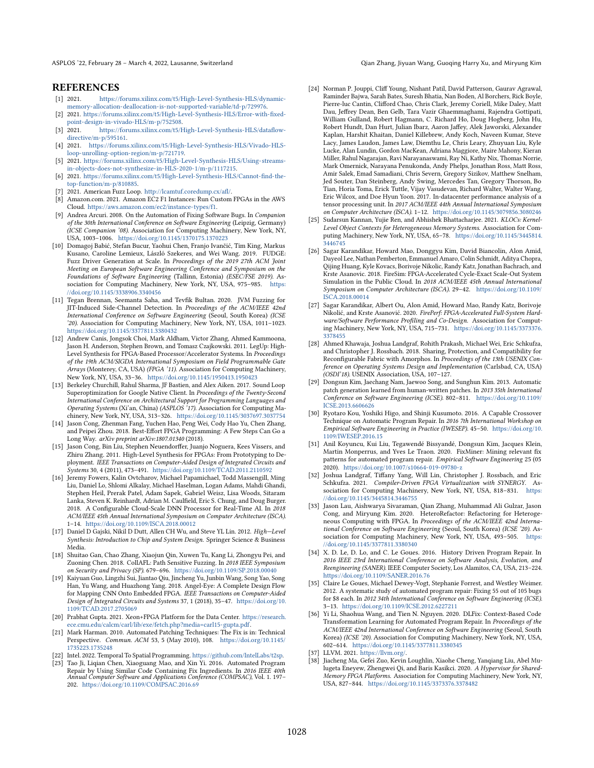## REFERENCES

[1] 2021. https://forums.xilinx.com/t5/High-Level-Synthesis-HLS/dynamic-memory-allocation-deallocation-is-not-supported-variable/td-p/729976.

[2] 2021. https://forums.xilinx.com/t5/High-Level-Synthesis-HLS/Error-with-fixed-point-design-in-vivado-HLS/m-p/752508.

[3] 2021. https://forums.xilinx.com/t5/High-Level-Synthesis-HLS/dataflow-directive/m-p/595161.

[4] 2021. https://forums.xilinx.com/t5/High-Level-Synthesis-HLS/Vivado-HLS-loop-unrolling-option-region/m-p/721719.

[5] 2021. https://forums.xilinx.com/t5/High-Level-Synthesis-HLS/Using-streams-in-objects-does-not-synthesize-in-HLS-2020-1/m-p/1117215.

[6] 2021. https://forums.xilinx.com/t5/High-Level-Synthesis-HLS/Cannot-find-the-top-function/m-p/810885.

[7] 2021. American Fuzz Loop. http://lcamtuf.coredump.cx/afl/.

[8] Amazon.com. 2021. Amazon EC2 F1 Instances: Run Custom FPGAs in the AWS Cloud. https://aws.amazon.com/ec2/instance-types/f1.

[9] Andrea Arcuri. 2008. On the Automation of Fixing Software Bugs. In *Companion of the 30th International Conference on Software Engineering* (Leipzig, Germany) *(ICSE Companion '08)*. Association for Computing Machinery, New York, NY, USA, 1003–1006. https://doi.org/10.1145/1370175.1370223

[10] Domagoj Babić, Stefan Bucur, Yaohui Chen, Franjo Ivančić, Tim King, Markus Kusano, Caroline Lemieux, László Szekeres, and Wei Wang. 2019. FUDGE: Fuzz Driver Generation at Scale. In *Proceedings of the 2019 27th ACM Joint Meeting on European Software Engineering Conference and Symposium on the Foundations of Software Engineering* (Tallinn, Estonia) *(ESEC/FSE 2019)*. Association for Computing Machinery, New York, NY, USA, 975–985. https://doi.org/10.1145/3338906.3340456

[11] Tegan Brennan, Seemanta Saha, and Tevfik Bultan. 2020. JVM Fuzzing for JIT-Induced Side-Channel Detection. In *Proceedings of the ACM/IEEE 42nd International Conference on Software Engineering* (Seoul, South Korea) *(ICSE '20)*. Association for Computing Machinery, New York, NY, USA, 1011–1023. https://doi.org/10.1145/3377811.3380432

[12] Andrew Canis, Jongsok Choi, Mark Aldham, Victor Zhang, Ahmed Kammoona, Jason H. Anderson, Stephen Brown, and Tomasz Czajkowski. 2011. LegUp: High-Level Synthesis for FPGA-Based Processor/Accelerator Systems. In *Proceedings of the 19th ACM/SIGDA International Symposium on Field Programmable Gate Arrays* (Monterey, CA, USA) *(FPGA '11)*. Association for Computing Machinery, New York, NY, USA, 33–36. https://doi.org/10.1145/1950413.1950423

[13] Berkeley Churchill, Rahul Sharma, JF Bastien, and Alex Aiken. 2017. Sound Loop Superoptimization for Google Native Client. In *Proceedings of the Twenty-Second International Conference on Architectural Support for Programming Languages and Operating Systems* (Xi'an, China) *(ASPLOS '17)*. Association for Computing Machinery, New York, NY, USA, 313–326. https://doi.org/10.1145/3037697.3037754

[14] Jason Cong, Zhenman Fang, Yuchen Hao, Peng Wei, Cody Hao Yu, Chen Zhang, and Peipei Zhou. 2018. Best-Effort FPGA Programming: A Few Steps Can Go a Long Way. *arXiv preprint arXiv:1807.01340* (2018).

[15] Jason Cong, Bin Liu, Stephen Neuendorffer, Juanjo Noguera, Kees Vissers, and Zhiru Zhang. 2011. High-Level Synthesis for FPGAs: From Prototyping to Deployment. *IEEE Transactions on Computer-Aided Design of Integrated Circuits and Systems* 30, 4 (2011), 473–491. https://doi.org/10.1109/TCAD.2011.2110592

[16] Jeremy Fowers, Kalin Ovtcharov, Michael Papamichael, Todd Massengill, Ming Liu, Daniel Lo, Shlomi Alkalay, Michael Haselman, Logan Adams, Mahdi Ghandi, Stephen Heil, Prerak Patel, Adam Sapek, Gabriel Weisz, Lisa Woods, Sitaram Lanka, Steven K. Reinhardt, Adrian M. Caulfield, Eric S. Chung, and Doug Burger. 2018. A Configurable Cloud-Scale DNN Processor for Real-Time AI. In *2018 ACM/IEEE 45th Annual International Symposium on Computer Architecture (ISCA)*. 1–14. https://doi.org/10.1109/ISCA.2018.00012

[17] Daniel D Gajski, Nikil D Dutt, Allen CH Wu, and Steve YL Lin. 2012. *High—Level Synthesis: Introduction to Chip and System Design*. Springer Science & Business Media.

[18] Shuitao Gan, Chao Zhang, Xiaojun Qin, Xuwen Tu, Kang Li, Zhongyu Pei, and Zuoning Chen. 2018. CollAFL: Path Sensitive Fuzzing. In *2018 IEEE Symposium on Security and Privacy (SP)*. 679–696. https://doi.org/10.1109/SP.2018.00040

[19] Kaiyuan Guo, Lingzhi Sui, Jiantao Qiu, Jincheng Yu, Junbin Wang, Song Yao, Song Han, Yu Wang, and Huazhong Yang. 2018. Angel-Eye: A Complete Design Flow for Mapping CNN Onto Embedded FPGA. *IEEE Transactions on Computer-Aided Design of Integrated Circuits and Systems* 37, 1 (2018), 35–47. https://doi.org/10.1109/TCAD.2017.2705069

[20] Prabhat Gupta. 2021. Xeon+FPGA Platform for the Data Center. https://research.ece.cmu.edu/calcm/carl/lib/exe/fetch.php?media=carl15-gupta.pdf.

[21] Mark Harman. 2010. Automated Patching Techniques: The Fix is in: Technical Perspective. *Commun. ACM* 53, 5 (May 2010), 108. https://doi.org/10.1145/1735223.1735248

[22] Intel. 2022. Temporal To Spatial Programming. https://github.com/IntelLabs/t2sp.

[23] Tao Ji, Liqian Chen, Xiaoguang Mao, and Xin Yi. 2016. Automated Program Repair by Using Similar Code Containing Fix Ingredients. In *2016 IEEE 40th Annual Computer Software and Applications Conference (COMPSAC)*, Vol. 1. 197–202. https://doi.org/10.1109/COMPSAC.2016.69

[24] Norman P. Jouppi, Cliff Young, Nishant Patil, David Patterson, Gaurav Agrawal, Raminder Bajwa, Sarah Bates, Suresh Bhatia, Nan Boden, Al Borchers, Rick Boyle, Pierre-luc Cantin, Clifford Chao, Chris Clark, Jeremy Coriell, Mike Daley, Matt Dau, Jeffrey Dean, Ben Gelb, Tara Vazir Ghaemmaghami, Rajendra Gottipati, William Gulland, Robert Hagmann, C. Richard Ho, Doug Hogberg, John Hu, Robert Hundt, Dan Hurt, Julian Ibarz, Aaron Jaffey, Alek Jaworski, Alexander Kaplan, Harshit Khaitan, Daniel Killebrew, Andy Koch, Naveen Kumar, Steve Lacy, James Laudon, James Law, Diemthu Le, Chris Leary, Zhuyuan Liu, Kyle Lucke, Alan Lundin, Gordon MacKean, Adriana Maggiore, Maire Mahony, Kieran Miller, Rahul Nagarajan, Ravi Narayanaswami, Ray Ni, Kathy Nix, Thomas Norrie, Mark Omernick, Narayana Penukonda, Andy Phelps, Jonathan Ross, Matt Ross, Amir Salek, Emad Samadiani, Chris Severn, Gregory Sizikov, Matthew Snelham, Jed Souter, Dan Steinberg, Andy Swing, Mercedes Tan, Gregory Thorson, Bo Tian, Horia Toma, Erick Tuttle, Vijay Vasudevan, Richard Walter, Walter Wang, Eric Wilcox, and Doe Hyun Yoon. 2017. In-datacenter performance analysis of a tensor processing unit. In *2017 ACM/IEEE 44th Annual International Symposium on Computer Architecture (ISCA)*. 1–12. https://doi.org/10.1145/3079856.3080246

[25] Sudarsun Kannan, Yujie Ren, and Abhishek Bhattacharjee. 2021. *KLOCs: Kernel-Level Object Contexts for Heterogeneous Memory Systems*. Association for Computing Machinery, New York, NY, USA, 65–78. https://doi.org/10.1145/3445814.3446745

[26] Sagar Karandikar, Howard Mao, Donggyu Kim, David Biancolin, Alon Amid, Dayeol Lee, Nathan Pemberton, Emmanuel Amaro, Colin Schmidt, Aditya Chopra, Qijing Huang, Kyle Kovacs, Borivoje Nikolic, Randy Katz, Jonathan Bachrach, and Krste Asanovic. 2018. FireSim: FPGA-Accelerated Cycle-Exact Scale-Out System Simulation in the Public Cloud. In *2018 ACM/IEEE 45th Annual International Symposium on Computer Architecture (ISCA)*. 29–42. https://doi.org/10.1109/ISCA.2018.00014

[27] Sagar Karandikar, Albert Ou, Alon Amid, Howard Mao, Randy Katz, Borivoje Nikolić, and Krste Asanović. 2020. *FirePerf: FPGA-Accelerated Full-System Hardware/Software Performance Profiling and Co-Design*. Association for Computing Machinery, New York, NY, USA, 715–731. https://doi.org/10.1145/3373376.3378455

[28] Ahmed Khawaja, Joshua Landgraf, Rohith Prakash, Michael Wei, Eric Schkufza, and Christopher J. Rossbach. 2018. Sharing, Protection, and Compatibility for Reconfigurable Fabric with Amorphos. In *Proceedings of the 13th USENIX Conference on Operating Systems Design and Implementation* (Carlsbad, CA, USA) *(OSDI'18)*. USENIX Association, USA, 107–127.

[29] Dongsun Kim, Jaechang Nam, Jaewoo Song, and Sunghun Kim. 2013. Automatic patch generation learned from human-written patches. In *2013 35th International Conference on Software Engineering (ICSE)*. 802–811. https://doi.org/10.1109/ICSE.2013.6606626

[30] Ryotaro Kou, Yoshiki Higo, and Shinji Kusumoto. 2016. A Capable Crossover Technique on Automatic Program Repair. In *2016 7th International Workshop on Empirical Software Engineering in Practice (IWESEP)*. 45–50. https://doi.org/10.1109/IWESEP.2016.15

[31] Anil Koyuncu, Kui Liu, Tegawendé Bissyandé, Dongsun Kim, Jacques Klein, Martin Monperrus, and Yves Le Traon. 2020. FixMiner: Mining relevant fix patterns for automated program repair. *Empirical Software Engineering* 25 (05 2020). https://doi.org/10.1007/s10664-019-09780-z

[32] Joshua Landgraf, Tiffany Yang, Will Lin, Christopher J. Rossbach, and Eric Schkufza. 2021. *Compiler-Driven FPGA Virtualization with SYNERGY*. Association for Computing Machinery, New York, NY, USA, 818–831. https://doi.org/10.1145/3445814.3446755

[33] Jason Lau, Aishwarya Sivaraman, Qian Zhang, Muhammad Ali Gulzar, Jason Cong, and Miryung Kim. 2020. HeteroRefactor: Refactoring for Heterogeneous Computing with FPGA. In *Proceedings of the ACM/IEEE 42nd International Conference on Software Engineering* (Seoul, South Korea) *(ICSE '20)*. Association for Computing Machinery, New York, NY, USA, 493–505. https://doi.org/10.1145/3377811.3380340

[34] X. D. Le, D. Lo, and C. Le Goues. 2016. History Driven Program Repair. In *2016 IEEE 23rd International Conference on Software Analysis, Evolution, and Reengineering (SANER)*. IEEE Computer Society, Los Alamitos, CA, USA, 213–224. https://doi.org/10.1109/SANER.2016.76

[35] Claire Le Goues, Michael Dewey-Vogt, Stephanie Forrest, and Westley Weimer. 2012. A systematic study of automated program repair: Fixing 55 out of 105 bugs for $8 each. In *2012 34th International Conference on Software Engineering (ICSE)*. 3–13. https://doi.org/10.1109/ICSE.2012.6227211

[36] Yi Li, Shaohua Wang, and Tien N. Nguyen. 2020. DLFix: Context-Based Code Transformation Learning for Automated Program Repair. In *Proceedings of the ACM/IEEE 42nd International Conference on Software Engineering* (Seoul, South Korea) *(ICSE '20)*. Association for Computing Machinery, New York, NY, USA, 602–614. https://doi.org/10.1145/3377811.3380345

[37] LLVM. 2021. https://llvm.org/.

[38] Jiacheng Ma, Gefei Zuo, Kevin Loughlin, Xiaohe Cheng, Yanqiang Liu, Abel Mulugeta Eneyew, Zhengwei Qi, and Baris Kasikci. 2020. *A Hypervisor for Shared-Memory FPGA Platforms*. Association for Computing Machinery, New York, NY, USA, 827–844. https://doi.org/10.1145/3373376.3378482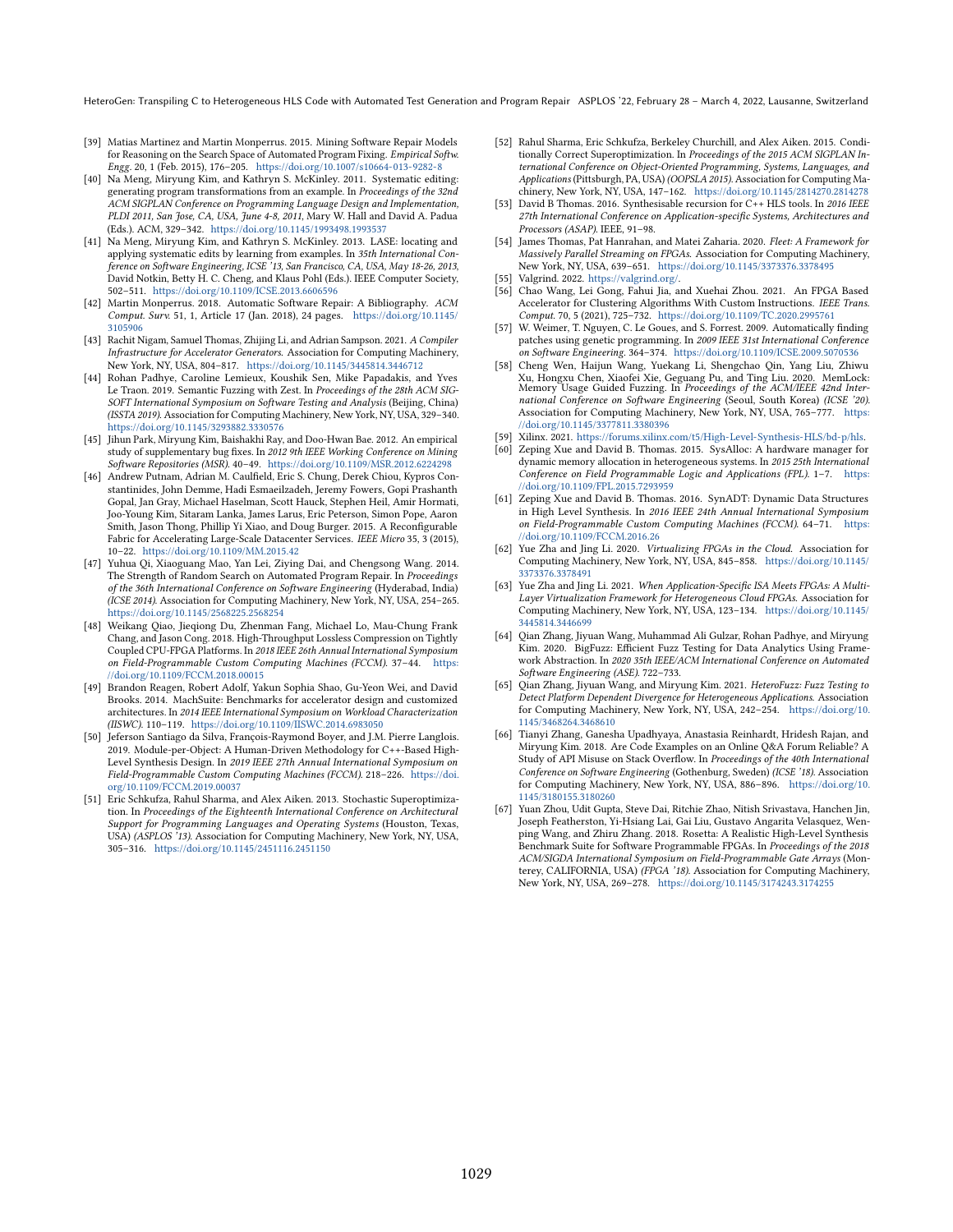[39] Matias Martinez and Martin Monperrus. 2015. Mining Software Repair Models for Reasoning on the Search Space of Automated Program Fixing. *Empirical Softw. Engg.* 20, 1 (Feb. 2015), 176–205. https://doi.org/10.1007/s10664-013-9282-8

[40] Na Meng, Miryung Kim, and Kathryn S. McKinley. 2011. Systematic editing: generating program transformations from an example. In *Proceedings of the 32nd ACM SIGPLAN Conference on Programming Language Design and Implementation, PLDI 2011, San Jose, CA, USA, June 4-8, 2011*, Mary W. Hall and David A. Padua (Eds.). ACM, 329–342. https://doi.org/10.1145/1993498.1993537

[41] Na Meng, Miryung Kim, and Kathryn S. McKinley. 2013. LASE: locating and applying systematic edits by learning from examples. In *35th International Conference on Software Engineering, ICSE '13, San Francisco, CA, USA, May 18-26, 2013*, David Notkin, Betty H. C. Cheng, and Klaus Pohl (Eds.). IEEE Computer Society, 502–511. https://doi.org/10.1109/ICSE.2013.6606596

[42] Martin Monperrus. 2018. Automatic Software Repair: A Bibliography. *ACM Comput. Surv.* 51, 1, Article 17 (Jan. 2018), 24 pages. https://doi.org/10.1145/3105906

[43] Rachit Nigam, Samuel Thomas, Zhijing Li, and Adrian Sampson. 2021. *A Compiler Infrastructure for Accelerator Generators.* Association for Computing Machinery, New York, NY, USA, 804–817. https://doi.org/10.1145/3445814.3446712

[44] Rohan Padhye, Caroline Lemieux, Koushik Sen, Mike Papadakis, and Yves Le Traon. 2019. Semantic Fuzzing with Zest. In *Proceedings of the 28th ACM SIGSOFT International Symposium on Software Testing and Analysis* (Beijing, China) *(ISSTA 2019)*. Association for Computing Machinery, New York, NY, USA, 329–340. https://doi.org/10.1145/3293882.3330576

[45] Jihun Park, Miryung Kim, Baishakhi Ray, and Doo-Hwan Bae. 2012. An empirical study of supplementary bug fixes. In *2012 9th IEEE Working Conference on Mining Software Repositories (MSR)*. 40–49. https://doi.org/10.1109/MSR.2012.6224298

[46] Andrew Putnam, Adrian M. Caulfield, Eric S. Chung, Derek Chiou, Kypros Constantinides, John Demme, Hadi Esmaeilzadeh, Jeremy Fowers, Gopi Prashanth Gopal, Jan Gray, Michael Haselman, Scott Hauck, Stephen Heil, Amir Hormati, Joo-Young Kim, Sitaram Lanka, James Larus, Eric Peterson, Simon Pope, Aaron Smith, Jason Thong, Phillip Yi Xiao, and Doug Burger. 2015. A Reconfigurable Fabric for Accelerating Large-Scale Datacenter Services. *IEEE Micro* 35, 3 (2015), 10–22. https://doi.org/10.1109/MM.2015.42

[47] Yuhua Qi, Xiaoguang Mao, Yan Lei, Ziying Dai, and Chengsong Wang. 2014. The Strength of Random Search on Automated Program Repair. In *Proceedings of the 36th International Conference on Software Engineering* (Hyderabad, India) *(ICSE 2014)*. Association for Computing Machinery, New York, NY, USA, 254–265. https://doi.org/10.1145/2568225.2568254

[48] Weikang Qiao, Jieqiong Du, Zhenman Fang, Michael Lo, Mau-Chung Frank Chang, and Jason Cong. 2018. High-Throughput Lossless Compression on Tightly Coupled CPU-FPGA Platforms. In *2018 IEEE 26th Annual International Symposium on Field-Programmable Custom Computing Machines (FCCM)*. 37–44. https://doi.org/10.1109/FCCM.2018.00015

[49] Brandon Reagen, Robert Adolf, Yakun Sophia Shao, Gu-Yeon Wei, and David Brooks. 2014. MachSuite: Benchmarks for accelerator design and customized architectures. In *2014 IEEE International Symposium on Workload Characterization (IISWC)*. 110–119. https://doi.org/10.1109/IISWC.2014.6983050

[50] Jeferson Santiago da Silva, François-Raymond Boyer, and J.M. Pierre Langlois. 2019. Module-per-Object: A Human-Driven Methodology for C++-Based High-Level Synthesis Design. In *2019 IEEE 27th Annual International Symposium on Field-Programmable Custom Computing Machines (FCCM)*. 218–226. https://doi.org/10.1109/FCCM.2019.00037

[51] Eric Schkufza, Rahul Sharma, and Alex Aiken. 2013. Stochastic Superoptimization. In *Proceedings of the Eighteenth International Conference on Architectural Support for Programming Languages and Operating Systems* (Houston, Texas, USA) *(ASPLOS '13)*. Association for Computing Machinery, New York, NY, USA, 305–316. https://doi.org/10.1145/2451116.2451150

[52] Rahul Sharma, Eric Schkufza, Berkeley Churchill, and Alex Aiken. 2015. Conditionally Correct Superoptimization. In *Proceedings of the 2015 ACM SIGPLAN International Conference on Object-Oriented Programming, Systems, Languages, and Applications* (Pittsburgh, PA, USA) *(OOPSLA 2015)*. Association for Computing Machinery, New York, NY, USA, 147–162. https://doi.org/10.1145/2814270.2814278

[53] David B Thomas. 2016. Synthesisable recursion for C++ HLS tools. In *2016 IEEE 27th International Conference on Application-specific Systems, Architectures and Processors (ASAP)*. IEEE, 91–98.

[54] James Thomas, Pat Hanrahan, and Matei Zaharia. 2020. *Fleet: A Framework for Massively Parallel Streaming on FPGAs.* Association for Computing Machinery, New York, NY, USA, 639–651. https://doi.org/10.1145/3373376.3378495

[55] Valgrind. 2022. https://valgrind.org/.

[56] Chao Wang, Lei Gong, Fahui Jia, and Xuehai Zhou. 2021. An FPGA Based Accelerator for Clustering Algorithms With Custom Instructions. *IEEE Trans. Comput.* 70, 5 (2021), 725–732. https://doi.org/10.1109/TC.2020.2995761

[57] W. Weimer, T. Nguyen, C. Le Goues, and S. Forrest. 2009. Automatically finding patches using genetic programming. In *2009 IEEE 31st International Conference on Software Engineering*. 364–374. https://doi.org/10.1109/ICSE.2009.5070536

[58] Cheng Wen, Haijun Wang, Yuekang Li, Shengchao Qin, Yang Liu, Zhiwu Xu, Hongxu Chen, Xiaofei Xie, Geguang Pu, and Ting Liu. 2020. MemLock: Memory Usage Guided Fuzzing. In *Proceedings of the ACM/IEEE 42nd International Conference on Software Engineering* (Seoul, South Korea) *(ICSE '20)*. Association for Computing Machinery, New York, NY, USA, 765–777. https://doi.org/10.1145/3377811.3380396

[59] Xilinx. 2021. https://forums.xilinx.com/t5/High-Level-Synthesis-HLS/bd-p/hls.

[60] Zeping Xue and David B. Thomas. 2015. SysAlloc: A hardware manager for dynamic memory allocation in heterogeneous systems. In *2015 25th International Conference on Field Programmable Logic and Applications (FPL)*. 1–7. https://doi.org/10.1109/FPL.2015.7293959

[61] Zeping Xue and David B. Thomas. 2016. SynADT: Dynamic Data Structures in High Level Synthesis. In *2016 IEEE 24th Annual International Symposium on Field-Programmable Custom Computing Machines (FCCM)*. 64–71. https://doi.org/10.1109/FCCM.2016.26

[62] Yue Zha and Jing Li. 2020. *Virtualizing FPGAs in the Cloud.* Association for Computing Machinery, New York, NY, USA, 845–858. https://doi.org/10.1145/3373376.3378491

[63] Yue Zha and Jing Li. 2021. *When Application-Specific ISA Meets FPGAs: A Multi-Layer Virtualization Framework for Heterogeneous Cloud FPGAs.* Association for Computing Machinery, New York, NY, USA, 123–134. https://doi.org/10.1145/3445814.3446699

[64] Qian Zhang, Jiyuan Wang, Muhammad Ali Gulzar, Rohan Padhye, and Miryung Kim. 2020. BigFuzz: Efficient Fuzz Testing for Data Analytics Using Framework Abstraction. In *2020 35th IEEE/ACM International Conference on Automated Software Engineering (ASE)*. 722–733.

[65] Qian Zhang, Jiyuan Wang, and Miryung Kim. 2021. *HeteroFuzz: Fuzz Testing to Detect Platform Dependent Divergence for Heterogeneous Applications.* Association for Computing Machinery, New York, NY, USA, 242–254. https://doi.org/10.1145/3468264.3468610

[66] Tianyi Zhang, Ganesha Upadhyaya, Anastasia Reinhardt, Hridesh Rajan, and Miryung Kim. 2018. Are Code Examples on an Online Q&A Forum Reliable? A Study of API Misuse on Stack Overflow. In *Proceedings of the 40th International Conference on Software Engineering* (Gothenburg, Sweden) *(ICSE '18)*. Association for Computing Machinery, New York, NY, USA, 886–896. https://doi.org/10.1145/3180155.3180260

[67] Yuan Zhou, Udit Gupta, Steve Dai, Ritchie Zhao, Nitish Srivastava, Hanchen Jin, Joseph Featherston, Yi-Hsiang Lai, Gai Liu, Gustavo Angarita Velasquez, Wenping Wang, and Zhiru Zhang. 2018. Rosetta: A Realistic High-Level Synthesis Benchmark Suite for Software Programmable FPGAs. In *Proceedings of the 2018 ACM/SIGDA International Symposium on Field-Programmable Gate Arrays* (Monterey, CALIFORNIA, USA) *(FPGA '18)*. Association for Computing Machinery, New York, NY, USA, 269–278. https://doi.org/10.1145/3174243.3174255